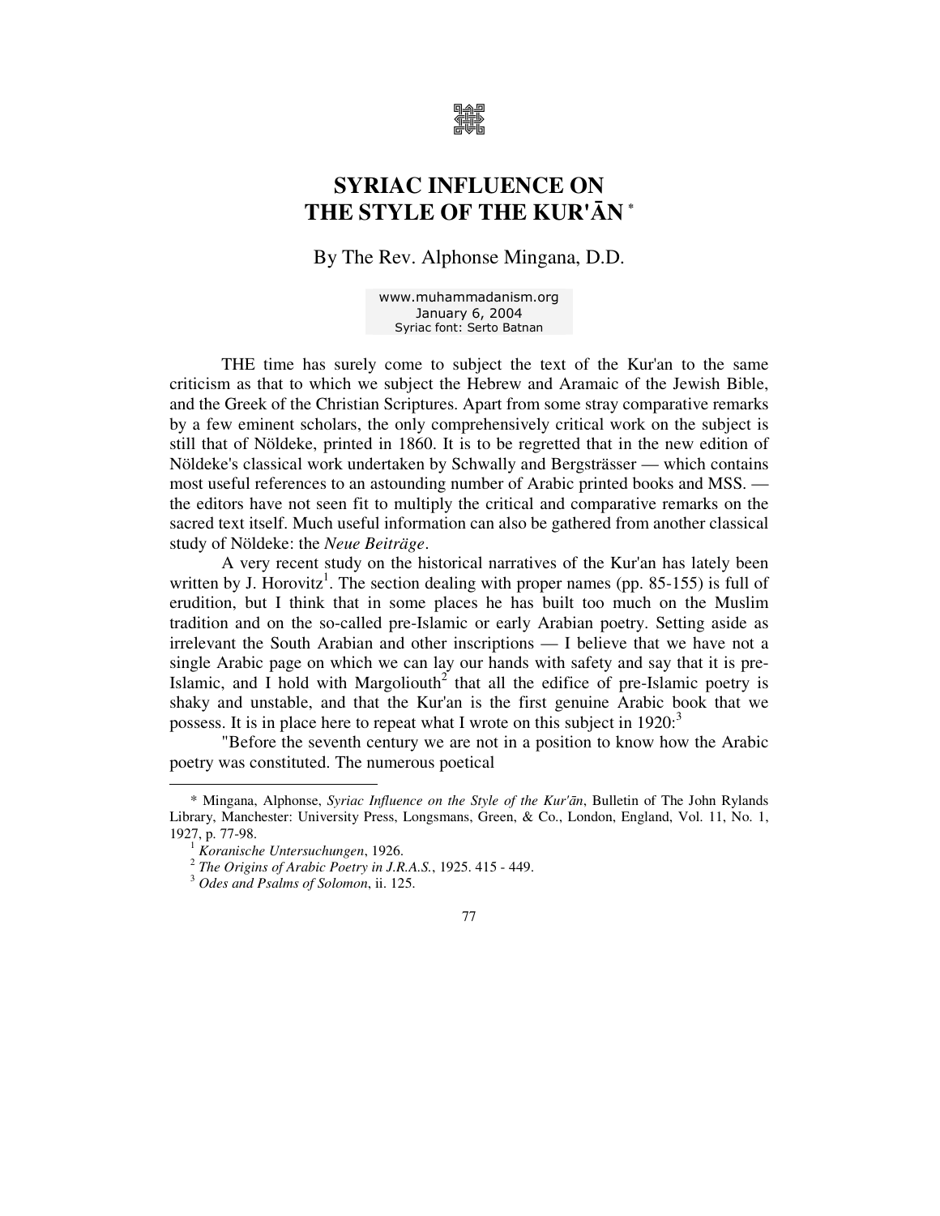# SYRIAC INFLUENCE ON THE STYLE OF THE KUR'ĀN *

By The Rev. Alphonse Mingana, D.D.

www.muhammadanism.org
January 6, 2004
Syriac font: Serto Batnan

THE time has surely come to subject the text of the Kur'an to the same criticism as that to which we subject the Hebrew and Aramaic of the Jewish Bible, and the Greek of the Christian Scriptures. Apart from some stray comparative remarks by a few eminent scholars, the only comprehensively critical work on the subject is still that of Nöldeke, printed in 1860. It is to be regretted that in the new edition of Nöldeke's classical work undertaken by Schwally and Bergsträsser — which contains most useful references to an astounding number of Arabic printed books and MSS. — the editors have not seen fit to multiply the critical and comparative remarks on the sacred text itself. Much useful information can also be gathered from another classical study of Nöldeke: the *Neue Beiträge*.

A very recent study on the historical narratives of the Kur'an has lately been written by J. Horovitz[1]. The section dealing with proper names (pp. 85-155) is full of erudition, but I think that in some places he has built too much on the Muslim tradition and on the so-called pre-Islamic or early Arabian poetry. Setting aside as irrelevant the South Arabian and other inscriptions — I believe that we have not a single Arabic page on which we can lay our hands with safety and say that it is pre-Islamic, and I hold with Margoliouth[2] that all the edifice of pre-Islamic poetry is shaky and unstable, and that the Kur'an is the first genuine Arabic book that we possess. It is in place here to repeat what I wrote on this subject in 1920:[3]

"Before the seventh century we are not in a position to know how the Arabic poetry was constituted. The numerous poetical

---

\* Mingana, Alphonse, *Syriac Influence on the Style of the Kur'ān*, Bulletin of The John Rylands Library, Manchester: University Press, Longsmans, Green, & Co., London, England, Vol. 11, No. 1, 1927, p. 77-98.

[1] *Koranische Untersuchungen*, 1926.

[2] *The Origins of Arabic Poetry in J.R.A.S.*, 1925. 415 - 449.

[3] *Odes and Psalms of Solomon*, ii. 125.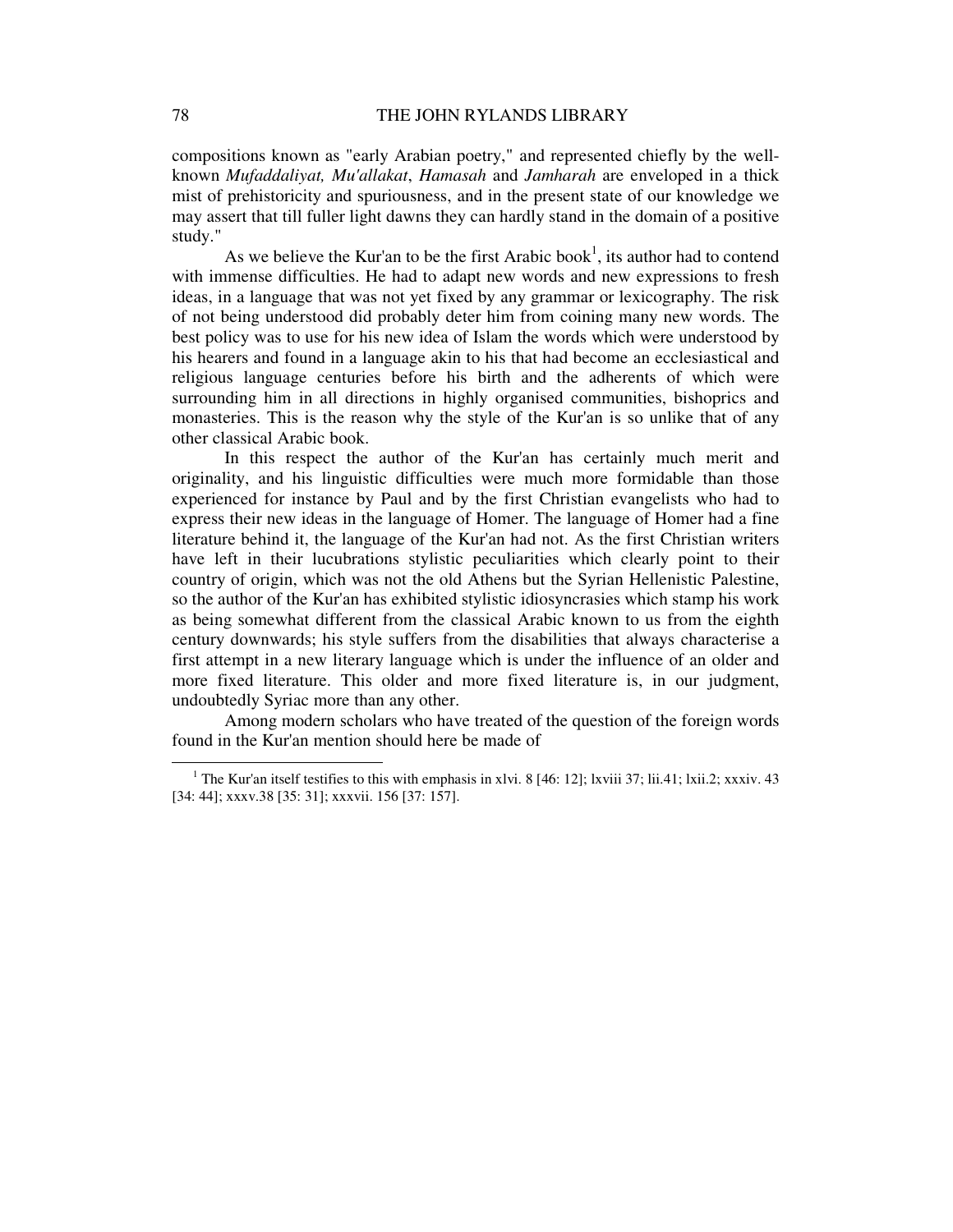compositions known as "early Arabian poetry," and represented chiefly by the well-known *Mufaddaliyat, Mu'allakat*, *Hamasah* and *Jamharah* are enveloped in a thick mist of prehistoricity and spuriousness, and in the present state of our knowledge we may assert that till fuller light dawns they can hardly stand in the domain of a positive study."

As we believe the Kur'an to be the first Arabic book[1], its author had to contend with immense difficulties. He had to adapt new words and new expressions to fresh ideas, in a language that was not yet fixed by any grammar or lexicography. The risk of not being understood did probably deter him from coining many new words. The best policy was to use for his new idea of Islam the words which were understood by his hearers and found in a language akin to his that had become an ecclesiastical and religious language centuries before his birth and the adherents of which were surrounding him in all directions in highly organised communities, bishoprics and monasteries. This is the reason why the style of the Kur'an is so unlike that of any other classical Arabic book.

In this respect the author of the Kur'an has certainly much merit and originality, and his linguistic difficulties were much more formidable than those experienced for instance by Paul and by the first Christian evangelists who had to express their new ideas in the language of Homer. The language of Homer had a fine literature behind it, the language of the Kur'an had not. As the first Christian writers have left in their lucubrations stylistic peculiarities which clearly point to their country of origin, which was not the old Athens but the Syrian Hellenistic Palestine, so the author of the Kur'an has exhibited stylistic idiosyncrasies which stamp his work as being somewhat different from the classical Arabic known to us from the eighth century downwards; his style suffers from the disabilities that always characterise a first attempt in a new literary language which is under the influence of an older and more fixed literature. This older and more fixed literature is, in our judgment, undoubtedly Syriac more than any other.

Among modern scholars who have treated of the question of the foreign words found in the Kur'an mention should here be made of

---

[1] The Kur'an itself testifies to this with emphasis in xlvi. 8 [46: 12]; lxviii 37; lii.41; lxii.2; xxxiv. 43 [34: 44]; xxxv.38 [35: 31]; xxxvii. 156 [37: 157].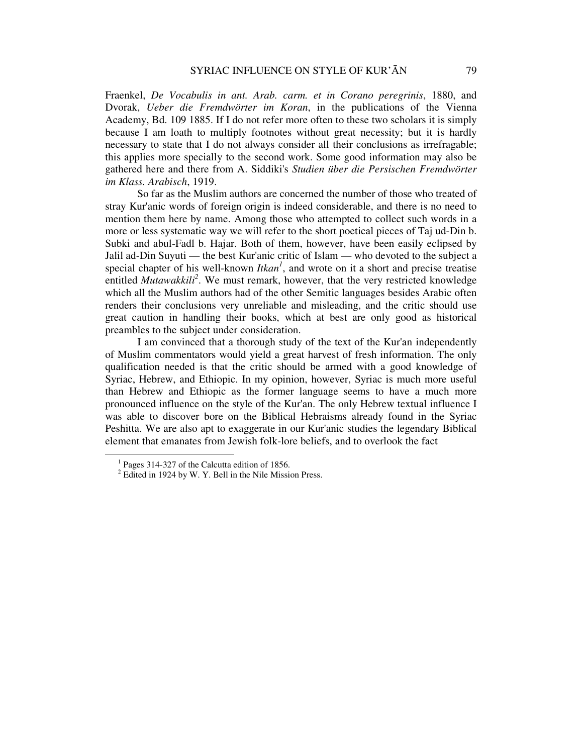Fraenkel, *De Vocabulis in ant. Arab. carm. et in Corano peregrinis*, 1880, and Dvorak, *Ueber die Fremdwörter im Koran*, in the publications of the Vienna Academy, Bd. 109 1885. If I do not refer more often to these two scholars it is simply because I am loath to multiply footnotes without great necessity; but it is hardly necessary to state that I do not always consider all their conclusions as irrefragable; this applies more specially to the second work. Some good information may also be gathered here and there from A. Siddiki's *Studien über die Persischen Fremdwörter im Klass. Arabisch*, 1919.

So far as the Muslim authors are concerned the number of those who treated of stray Kur'anic words of foreign origin is indeed considerable, and there is no need to mention them here by name. Among those who attempted to collect such words in a more or less systematic way we will refer to the short poetical pieces of Taj ud-Din b. Subki and abul-Fadl b. Hajar. Both of them, however, have been easily eclipsed by Jalil ad-Din Suyuti — the best Kur'anic critic of Islam — who devoted to the subject a special chapter of his well-known *Itkan*[1], and wrote on it a short and precise treatise entitled *Mutawakkili*[2]. We must remark, however, that the very restricted knowledge which all the Muslim authors had of the other Semitic languages besides Arabic often renders their conclusions very unreliable and misleading, and the critic should use great caution in handling their books, which at best are only good as historical preambles to the subject under consideration.

I am convinced that a thorough study of the text of the Kur'an independently of Muslim commentators would yield a great harvest of fresh information. The only qualification needed is that the critic should be armed with a good knowledge of Syriac, Hebrew, and Ethiopic. In my opinion, however, Syriac is much more useful than Hebrew and Ethiopic as the former language seems to have a much more pronounced influence on the style of the Kur'an. The only Hebrew textual influence I was able to discover bore on the Biblical Hebraisms already found in the Syriac Peshitta. We are also apt to exaggerate in our Kur'anic studies the legendary Biblical element that emanates from Jewish folk-lore beliefs, and to overlook the fact

[1] Pages 314-327 of the Calcutta edition of 1856.

[2] Edited in 1924 by W. Y. Bell in the Nile Mission Press.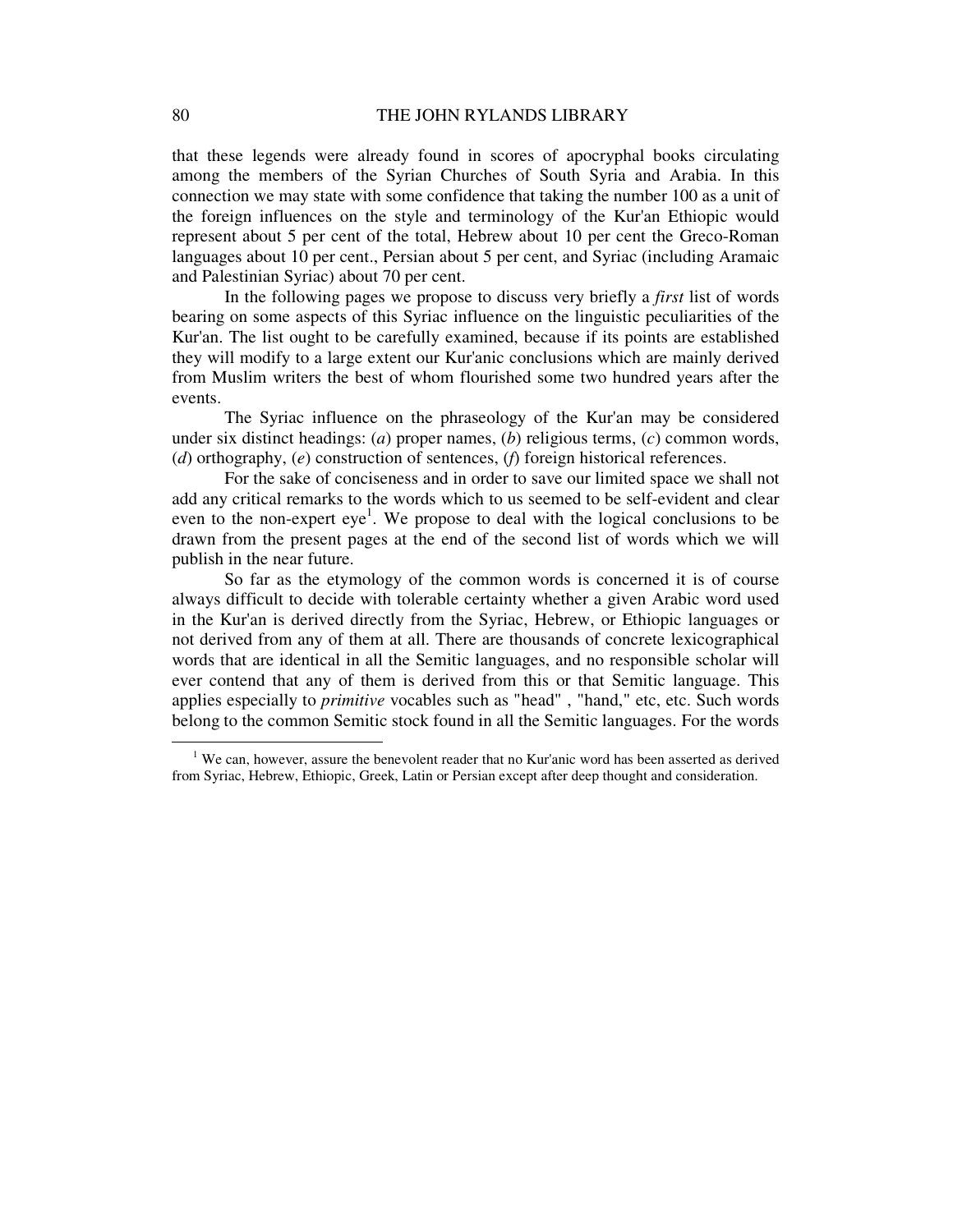that these legends were already found in scores of apocryphal books circulating among the members of the Syrian Churches of South Syria and Arabia. In this connection we may state with some confidence that taking the number 100 as a unit of the foreign influences on the style and terminology of the Kur'an Ethiopic would represent about 5 per cent of the total, Hebrew about 10 per cent the Greco-Roman languages about 10 per cent., Persian about 5 per cent, and Syriac (including Aramaic and Palestinian Syriac) about 70 per cent.

In the following pages we propose to discuss very briefly a *first* list of words bearing on some aspects of this Syriac influence on the linguistic peculiarities of the Kur'an. The list ought to be carefully examined, because if its points are established they will modify to a large extent our Kur'anic conclusions which are mainly derived from Muslim writers the best of whom flourished some two hundred years after the events.

The Syriac influence on the phraseology of the Kur'an may be considered under six distinct headings: (*a*) proper names, (*b*) religious terms, (*c*) common words, (*d*) orthography, (*e*) construction of sentences, (*f*) foreign historical references.

For the sake of conciseness and in order to save our limited space we shall not add any critical remarks to the words which to us seemed to be self-evident and clear even to the non-expert eye[1]. We propose to deal with the logical conclusions to be drawn from the present pages at the end of the second list of words which we will publish in the near future.

So far as the etymology of the common words is concerned it is of course always difficult to decide with tolerable certainty whether a given Arabic word used in the Kur'an is derived directly from the Syriac, Hebrew, or Ethiopic languages or not derived from any of them at all. There are thousands of concrete lexicographical words that are identical in all the Semitic languages, and no responsible scholar will ever contend that any of them is derived from this or that Semitic language. This applies especially to *primitive* vocables such as "head" , "hand," etc, etc. Such words belong to the common Semitic stock found in all the Semitic languages. For the words

---

[1] We can, however, assure the benevolent reader that no Kur'anic word has been asserted as derived from Syriac, Hebrew, Ethiopic, Greek, Latin or Persian except after deep thought and consideration.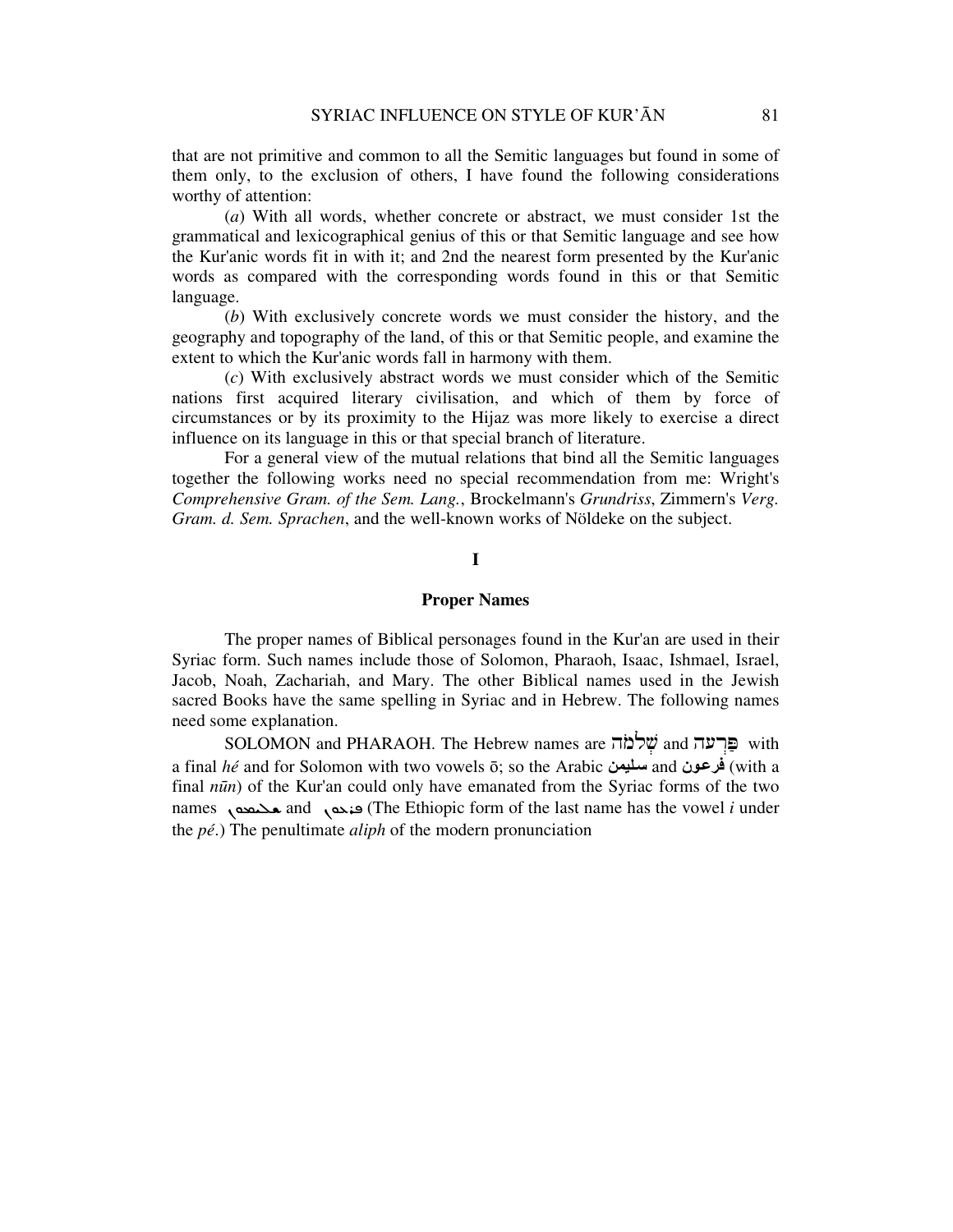that are not primitive and common to all the Semitic languages but found in some of them only, to the exclusion of others, I have found the following considerations worthy of attention:

(*a*) With all words, whether concrete or abstract, we must consider 1st the grammatical and lexicographical genius of this or that Semitic language and see how the Kur'anic words fit in with it; and 2nd the nearest form presented by the Kur'anic words as compared with the corresponding words found in this or that Semitic language.

(*b*) With exclusively concrete words we must consider the history, and the geography and topography of the land, of this or that Semitic people, and examine the extent to which the Kur'anic words fall in harmony with them.

(*c*) With exclusively abstract words we must consider which of the Semitic nations first acquired literary civilisation, and which of them by force of circumstances or by its proximity to the Hijaz was more likely to exercise a direct influence on its language in this or that special branch of literature.

For a general view of the mutual relations that bind all the Semitic languages together the following works need no special recommendation from me: Wright's *Comprehensive Gram. of the Sem. Lang.*, Brockelmann's *Grundriss*, Zimmern's *Verg. Gram. d. Sem. Sprachen*, and the well-known works of Nöldeke on the subject.

## I

### Proper Names

The proper names of Biblical personages found in the Kur'an are used in their Syriac form. Such names include those of Solomon, Pharaoh, Isaac, Ishmael, Israel, Jacob, Noah, Zachariah, and Mary. The other Biblical names used in the Jewish sacred Books have the same spelling in Syriac and in Hebrew. The following names need some explanation.

SOLOMON and PHARAOH. The Hebrew names are שְׁלֹמֹה and פַּרְעֹה with a final *hé* and for Solomon with two vowels ō; so the Arabic سليمن and فرعون (with a final *nūn*) of the Kur'an could only have emanated from the Syriac forms of the two names ܫܠܝܡܘܢ and ܦܪܥܘܢ (The Ethiopic form of the last name has the vowel *i* under the *pé*.) The penultimate *aliph* of the modern pronunciation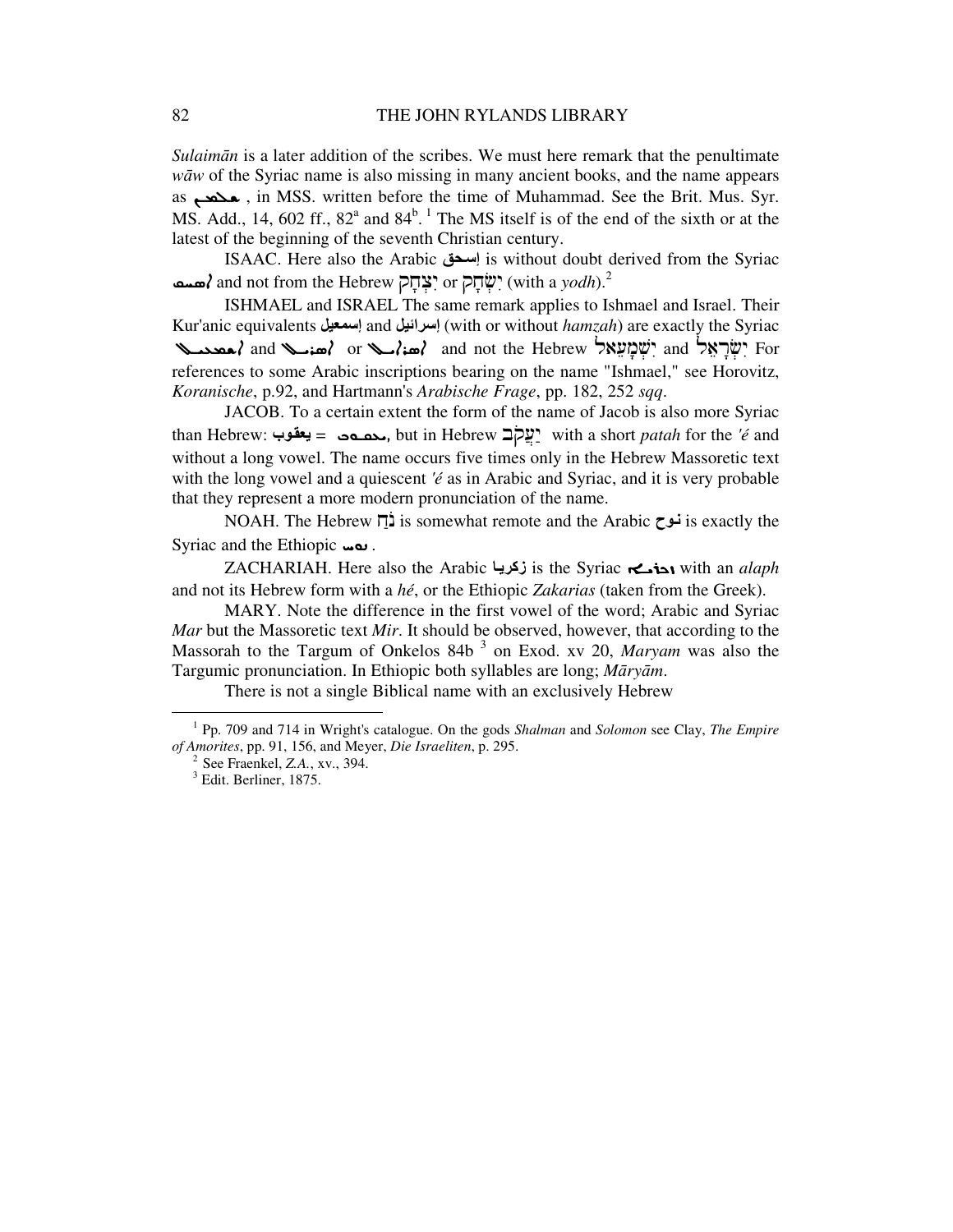*Sulaimān* is a later addition of the scribes. We must here remark that the penultimate *wāw* of the Syriac name is also missing in many ancient books, and the name appears as ܫܠܝܡܢ , in MSS. written before the time of Muhammad. See the Brit. Mus. Syr. MS. Add., 14, 602 ff., 82[a] and 84[b]. [1] The MS itself is of the end of the sixth or at the latest of the beginning of the seventh Christian century.

ISAAC. Here also the Arabic إسحق is without doubt derived from the Syriac ܐܝܣܚܩ and not from the Hebrew יִצְחָק or יִשְׂחָק (with a *yodh*).[2]

ISHMAEL and ISRAEL The same remark applies to Ishmael and Israel. Their Kur'anic equivalents إسمعيل and إسرائيل (with or without *hamzah*) are exactly the Syriac ܐܝܫܡܥܝܠ and ܐܝܣܪܝܠ or ܐܝܣܪܐܝܠ and not the Hebrew יִשְׁמָעֵאל and יִשְׂרָאֵל For references to some Arabic inscriptions bearing on the name "Ishmael," see Horovitz, *Koranische*, p.92, and Hartmann's *Arabische Frage*, pp. 182, 252 *sqq*.

JACOB. To a certain extent the form of the name of Jacob is also more Syriac than Hebrew: يعقوب = ܝܥܩܘܒ, but in Hebrew יַעֲקֹב with a short *patah* for the *'é* and without a long vowel. The name occurs five times only in the Hebrew Massoretic text with the long vowel and a quiescent *'é* as in Arabic and Syriac, and it is very probable that they represent a more modern pronunciation of the name.

NOAH. The Hebrew נֹחַ is somewhat remote and the Arabic نوح is exactly the Syriac and the Ethiopic ኖኅ .

ZACHARIAH. Here also the Arabic زكريا is the Syriac ܙܟܪܝܐ with an *alaph* and not its Hebrew form with a *hé*, or the Ethiopic *Zakarias* (taken from the Greek).

MARY. Note the difference in the first vowel of the word; Arabic and Syriac *Mar* but the Massoretic text *Mir*. It should be observed, however, that according to the Massorah to the Targum of Onkelos 84b [3] on Exod. xv 20, *Maryam* was also the Targumic pronunciation. In Ethiopic both syllables are long; *Māryām*.

There is not a single Biblical name with an exclusively Hebrew

---

[1] Pp. 709 and 714 in Wright's catalogue. On the gods *Shalman* and *Solomon* see Clay, *The Empire of Amorites*, pp. 91, 156, and Meyer, *Die Israeliten*, p. 295.

[2] See Fraenkel, *Z.A.*, xv., 394.

[3] Edit. Berliner, 1875.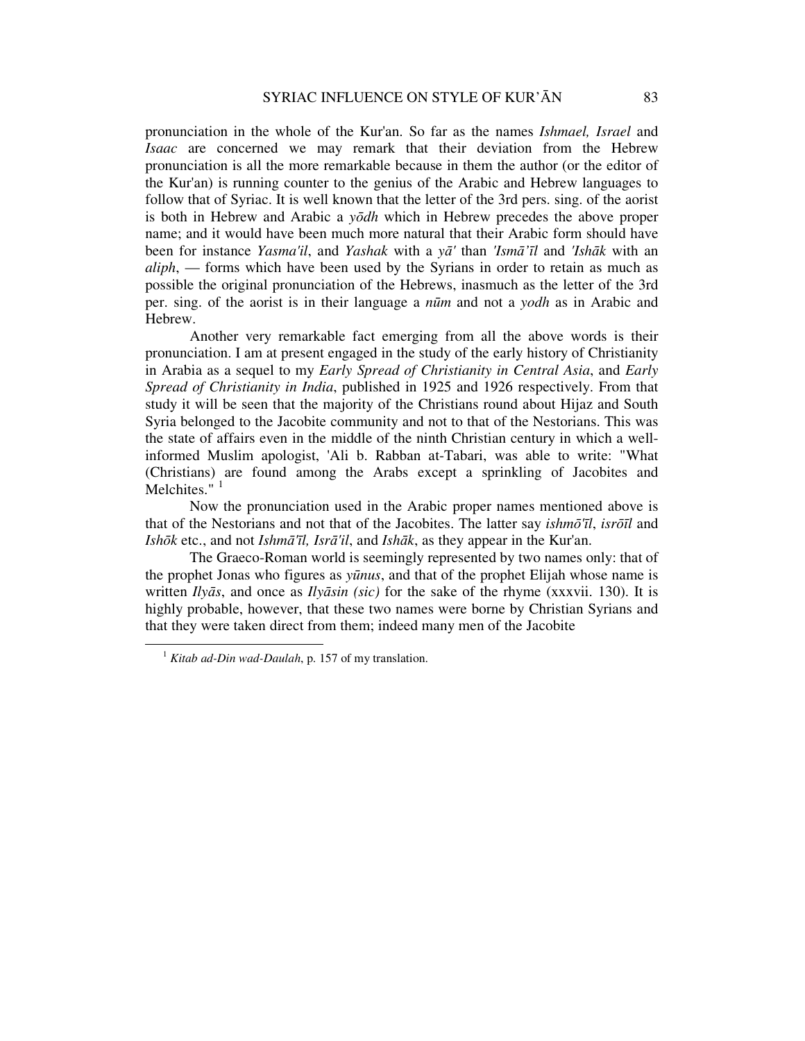pronunciation in the whole of the Kur'an. So far as the names *Ishmael, Israel* and *Isaac* are concerned we may remark that their deviation from the Hebrew pronunciation is all the more remarkable because in them the author (or the editor of the Kur'an) is running counter to the genius of the Arabic and Hebrew languages to follow that of Syriac. It is well known that the letter of the 3rd pers. sing. of the aorist is both in Hebrew and Arabic a *yōdh* which in Hebrew precedes the above proper name; and it would have been much more natural that their Arabic form should have been for instance *Yasma'il*, and *Yashak* with a *yā'* than *'Ismā'īl* and *'Ishāk* with an *aliph*, — forms which have been used by the Syrians in order to retain as much as possible the original pronunciation of the Hebrews, inasmuch as the letter of the 3rd per. sing. of the aorist is in their language a *nūm* and not a *yodh* as in Arabic and Hebrew.

Another very remarkable fact emerging from all the above words is their pronunciation. I am at present engaged in the study of the early history of Christianity in Arabia as a sequel to my *Early Spread of Christianity in Central Asia*, and *Early Spread of Christianity in India*, published in 1925 and 1926 respectively. From that study it will be seen that the majority of the Christians round about Hijaz and South Syria belonged to the Jacobite community and not to that of the Nestorians. This was the state of affairs even in the middle of the ninth Christian century in which a well-informed Muslim apologist, 'Ali b. Rabban at-Tabari, was able to write: "What (Christians) are found among the Arabs except a sprinkling of Jacobites and Melchites." [1]

Now the pronunciation used in the Arabic proper names mentioned above is that of the Nestorians and not that of the Jacobites. The latter say *ishmō'īl*, *isrōīl* and *Ishōk* etc., and not *Ishmā'īl, Isrā'il*, and *Ishāk*, as they appear in the Kur'an.

The Graeco-Roman world is seemingly represented by two names only: that of the prophet Jonas who figures as *yūnus*, and that of the prophet Elijah whose name is written *Ilyās*, and once as *Ilyāsin (sic)* for the sake of the rhyme (xxxvii. 130). It is highly probable, however, that these two names were borne by Christian Syrians and that they were taken direct from them; indeed many men of the Jacobite

---

[1] *Kitab ad-Din wad-Daulah*, p. 157 of my translation.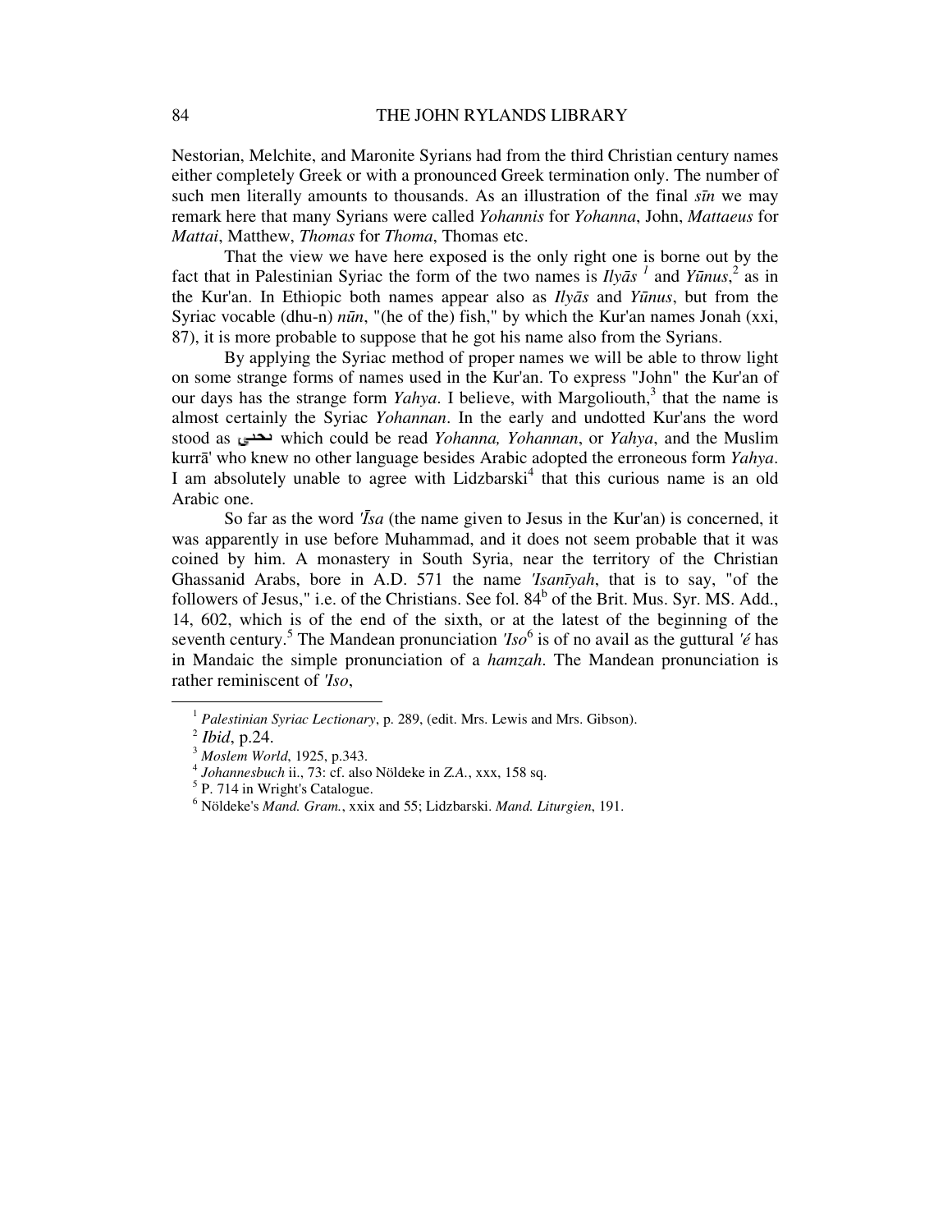Nestorian, Melchite, and Maronite Syrians had from the third Christian century names either completely Greek or with a pronounced Greek termination only. The number of such men literally amounts to thousands. As an illustration of the final *sīn* we may remark here that many Syrians were called *Yohannis* for *Yohanna*, John, *Mattaeus* for *Mattai*, Matthew, *Thomas* for *Thoma*, Thomas etc.

That the view we have here exposed is the only right one is borne out by the fact that in Palestinian Syriac the form of the two names is *Ilyās* [1] and *Yūnus*,[2] as in the Kur'an. In Ethiopic both names appear also as *Ilyās* and *Yūnus*, but from the Syriac vocable (dhu-n) *nūn*, "(he of the) fish," by which the Kur'an names Jonah (xxi, 87), it is more probable to suppose that he got his name also from the Syrians.

By applying the Syriac method of proper names we will be able to throw light on some strange forms of names used in the Kur'an. To express "John" the Kur'an of our days has the strange form *Yahya*. I believe, with Margoliouth,[3] that the name is almost certainly the Syriac *Yohannan*. In the early and undotted Kur'ans the word stood as ىحىى which could be read *Yohanna, Yohannan*, or *Yahya*, and the Muslim kurrā' who knew no other language besides Arabic adopted the erroneous form *Yahya*. I am absolutely unable to agree with Lidzbarski[4] that this curious name is an old Arabic one.

So far as the word *'Īsa* (the name given to Jesus in the Kur'an) is concerned, it was apparently in use before Muhammad, and it does not seem probable that it was coined by him. A monastery in South Syria, near the territory of the Christian Ghassanid Arabs, bore in A.D. 571 the name *'Isanīyah*, that is to say, "of the followers of Jesus," i.e. of the Christians. See fol. 84[b] of the Brit. Mus. Syr. MS. Add., 14, 602, which is of the end of the sixth, or at the latest of the beginning of the seventh century.[5] The Mandean pronunciation *'Iso*[6] is of no avail as the guttural *'é* has in Mandaic the simple pronunciation of a *hamzah*. The Mandean pronunciation is rather reminiscent of *'Iso*,

---

[1] *Palestinian Syriac Lectionary*, p. 289, (edit. Mrs. Lewis and Mrs. Gibson).

[2] *Ibid*, p.24.

[3] *Moslem World*, 1925, p.343.

[4] *Johannesbuch* ii., 73: cf. also Nöldeke in *Z.A.*, xxx, 158 sq.

[5] P. 714 in Wright's Catalogue.

[6] Nöldeke's *Mand. Gram.*, xxix and 55; Lidzbarski. *Mand. Liturgien*, 191.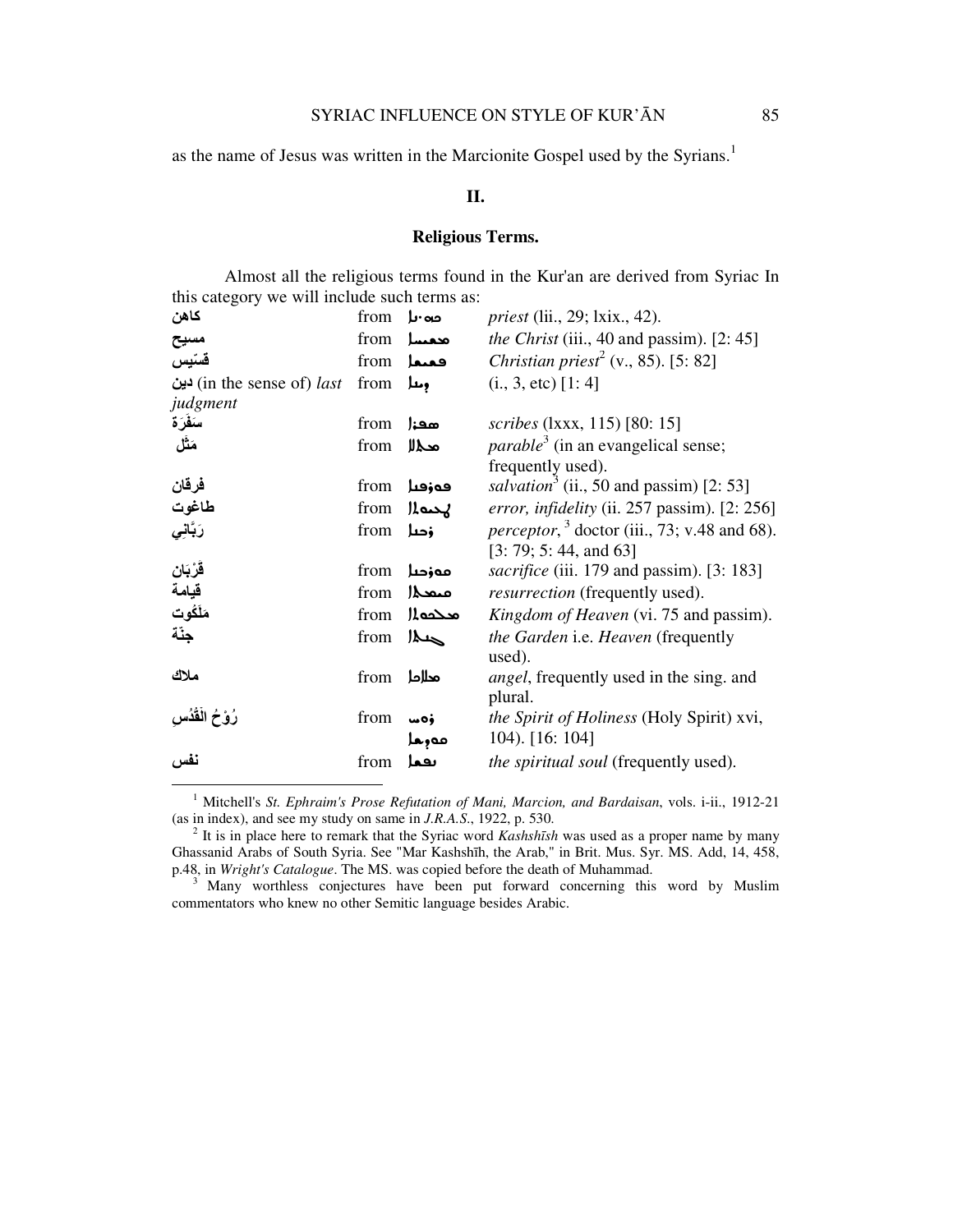as the name of Jesus was written in the Marcionite Gospel used by the Syrians.[1]

## II.

### Religious Terms.

Almost all the religious terms found in the Kur'an are derived from Syriac In this category we will include such terms as:

| | | | |
|---|---|---|---|
| كاهن | from | ܟܗܢܐ | *priest* (lii., 29; lxix., 42). |
| مسيح | from | ܡܫܝܚܐ | *the Christ* (iii., 40 and passim). [2: 45] |
| قسّيس | from | ܩܫܝܫܐ | *Christian priest*[2] (v., 85). [5: 82] |
| دين (in the sense of) *last judgment* | from | ܕܝܢܐ | (i., 3, etc) [1: 4] |
| سَفَرَة | from | ܣܦܪܐ | *scribes* (lxxx, 115) [80: 15] |
| مَثَل | from | ܡܬܠܐ | *parable*[3] (in an evangelical sense; frequently used). |
| فرقان | from | ܦܘܪܩܢܐ | *salvation*[3] (ii., 50 and passim) [2: 53] |
| طاغوت | from | ܛܥܝܘܬܐ | *error, infidelity* (ii. 257 passim). [2: 256] |
| رَبَّانِي | from | ܪܒܢܐ | *perceptor*, [3] doctor (iii., 73; v.48 and 68). [3: 79; 5: 44, and 63] |
| قُرْبَان | from | ܩܘܪܒܢܐ | *sacrifice* (iii. 179 and passim). [3: 183] |
| قيامة | from | ܩܝܡܬܐ | *resurrection* (frequently used). |
| مَلَكُوت | from | ܡܠܟܘܬܐ | *Kingdom of Heaven* (vi. 75 and passim). |
| جنّة | from | ܓܢܬܐ | *the Garden* i.e. *Heaven* (frequently used). |
| ملاك | from | ܡܠܐܟܐ | *angel*, frequently used in the sing. and plural. |
| رُوْحُ الْقُدُسِ | from | ܪܘܚ ܩܘܕܫܐ | *the Spirit of Holiness* (Holy Spirit) xvi, 104). [16: 104] |
| نفس | from | ܢܦܫܐ | *the spiritual soul* (frequently used). |

---

[1] Mitchell's *St. Ephraim's Prose Refutation of Mani, Marcion, and Bardaisan*, vols. i-ii., 1912-21 (as in index), and see my study on same in *J.R.A.S.*, 1922, p. 530.

[2] It is in place here to remark that the Syriac word *Kashshīsh* was used as a proper name by many Ghassanid Arabs of South Syria. See "Mar Kashshīh, the Arab," in Brit. Mus. Syr. MS. Add, 14, 458, p.48, in *Wright's Catalogue*. The MS. was copied before the death of Muhammad.

[3] Many worthless conjectures have been put forward concerning this word by Muslim commentators who knew no other Semitic language besides Arabic.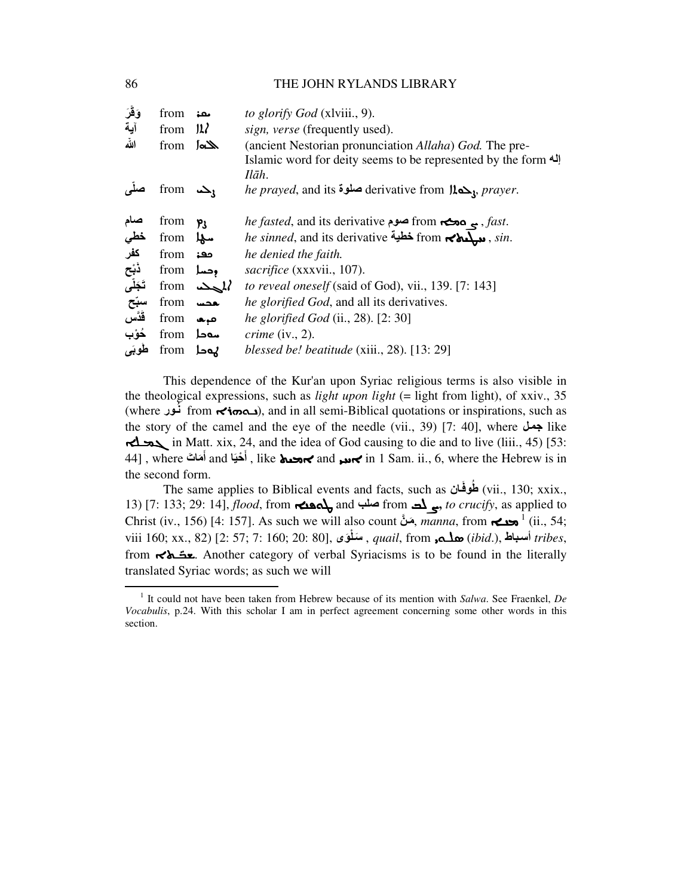| | | | |
|---|---|---|---|
| وَقَّرَ | from | ܝܩܪ | *to glorify God* (xlviii., 9). |
| آية | from | ܐܬܐ | *sign, verse* (frequently used). |
| الله | from | ܐܠܗܐ | (ancient Nestorian pronunciation *Allaha*) *God.* The pre-Islamic word for deity seems to be represented by the form إله *Ilāh*. |
| صلّى | from | ܨܠܝ | *he prayed*, and its صلوة derivative from ܨܠܘܬܐ, *prayer*. |
| صام | from | ܨܡ | *he fasted*, and its derivative صوم from ܨܘܡܐ, *fast*. |
| خطي | from | ܚܛܐ | *he sinned*, and its derivative خطية from ܚܛܝܬܐ, *sin*. |
| كفر | from | ܟܦܪ | *he denied the faith.* |
| ذَبْح | from | ܕܒܚܐ | *sacrifice* (xxxvii., 107). |
| تَجَلّى | from | ܐܬܓܠܝ | *to reveal oneself* (said of God), vii., 139. [7: 143] |
| سبّح | from | ܫܒܚ | *he glorified God*, and all its derivatives. |
| قدّس | from | ܩܕܫ | *he glorified God* (ii., 28). [2: 30] |
| حُوْب | from | ܚܘܒܐ | *crime* (iv., 2). |
| طوبَى | from | ܛܘܒܐ | *blessed be! beatitude* (xiii., 28). [13: 29] |

This dependence of the Kur'an upon Syriac religious terms is also visible in the theological expressions, such as *light upon light* (= light from light), of xxiv., 35 (where نُور from ܢܘܗܪܐ), and in all semi-Biblical quotations or inspirations, such as the story of the camel and the eye of the needle (vii., 39) [7: 40], where جمل like ܓܡܠܐ in Matt. xix, 24, and the idea of God causing to die and to live (liii., 45) [53: 44] , where أَمَاتَ and أَحْيَا , like ܡܡܝܬ and ܡܚܐ in 1 Sam. ii., 6, where the Hebrew is in the second form.

The same applies to Biblical events and facts, such as طُوفَان (vii., 130; xxix., 13) [7: 133; 29: 14], *flood*, from ܛܘܦܢܐ and صلب from ܨܠܒ, *to crucify*, as applied to Christ (iv., 156) [4: 157]. As such we will also count مَنّ, *manna*, from ܡܢܐ [1] (ii., 54; viii 160; xx., 82) [2: 57; 7: 160; 20: 80], سَلْوَى , *quail*, from ܣܠܘܝ (*ibid.*), أسباط *tribes*, from ܫܒܛܐ. Another category of verbal Syriacisms is to be found in the literally translated Syriac words; as such we will

[1] It could not have been taken from Hebrew because of its mention with *Salwa*. See Fraenkel, *De Vocabulis*, p.24. With this scholar I am in perfect agreement concerning some other words in this section.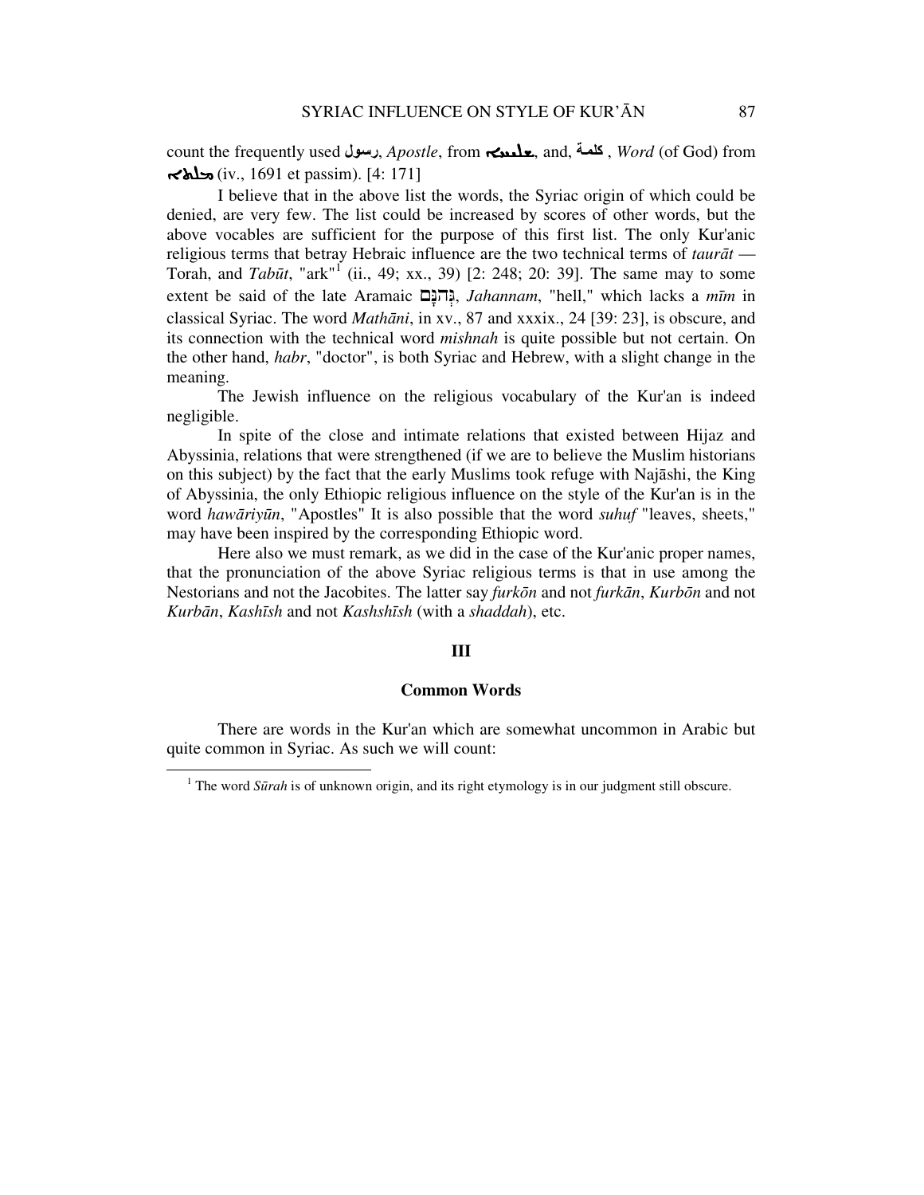count the frequently used رسول, *Apostle*, from ܫܠܝܚܐ, and, كلمة , *Word* (of God) from ܡܠܬܐ (iv., 1691 et passim). [4: 171]

I believe that in the above list the words, the Syriac origin of which could be denied, are very few. The list could be increased by scores of other words, but the above vocables are sufficient for the purpose of this first list. The only Kur'anic religious terms that betray Hebraic influence are the two technical terms of *taurāt* — Torah, and *Tabūt*, "ark"[1] (ii., 49; xx., 39) [2: 248; 20: 39]. The same may to some extent be said of the late Aramaic גְּהִנָּם, *Jahannam*, "hell," which lacks a *mīm* in classical Syriac. The word *Mathāni*, in xv., 87 and xxxix., 24 [39: 23], is obscure, and its connection with the technical word *mishnah* is quite possible but not certain. On the other hand, *habr*, "doctor", is both Syriac and Hebrew, with a slight change in the meaning.

The Jewish influence on the religious vocabulary of the Kur'an is indeed negligible.

In spite of the close and intimate relations that existed between Hijaz and Abyssinia, relations that were strengthened (if we are to believe the Muslim historians on this subject) by the fact that the early Muslims took refuge with Najāshi, the King of Abyssinia, the only Ethiopic religious influence on the style of the Kur'an is in the word *hawāriyūn*, "Apostles" It is also possible that the word *suhuf* "leaves, sheets," may have been inspired by the corresponding Ethiopic word.

Here also we must remark, as we did in the case of the Kur'anic proper names, that the pronunciation of the above Syriac religious terms is that in use among the Nestorians and not the Jacobites. The latter say *furkōn* and not *furkān*, *Kurbōn* and not *Kurbān*, *Kashīsh* and not *Kashshīsh* (with a *shaddah*), etc.

## III

### Common Words

There are words in the Kur'an which are somewhat uncommon in Arabic but quite common in Syriac. As such we will count:

---

[1] The word *Sūrah* is of unknown origin, and its right etymology is in our judgment still obscure.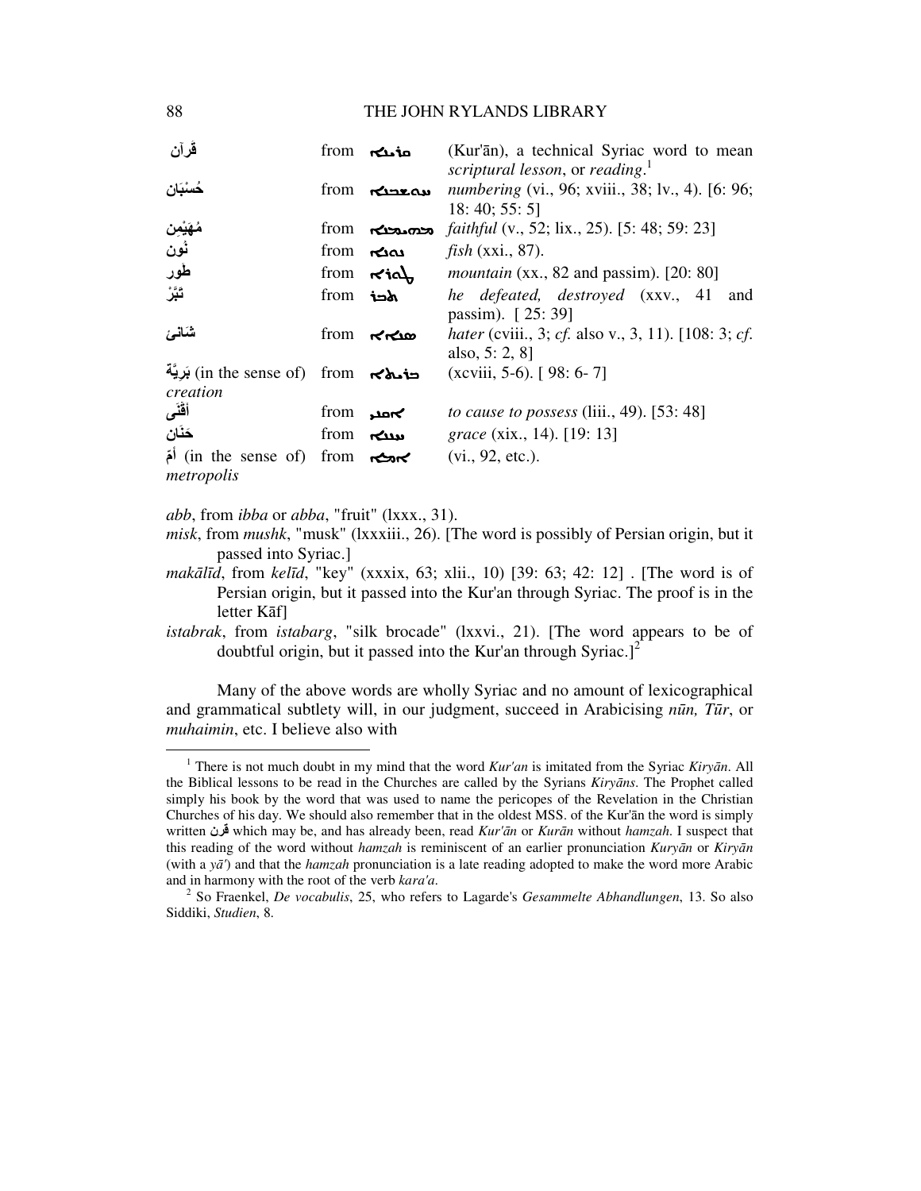| | | | |
|---|---|---|---|
| قرآن | from | ܩܪܝܢܐ | (Kur'ān), a technical Syriac word to mean *scriptural lesson*, or *reading*.[1] |
| حُسْبَان | from | ܚܘܫܒܢܐ | *numbering* (vi., 96; xviii., 38; lv., 4). [6: 96; 18: 40; 55: 5] |
| مُهَيْمِن | from | ܡܗܝܡܢܐ | *faithful* (v., 52; lix., 25). [5: 48; 59: 23] |
| نُون | from | ܢܘܢܐ | *fish* (xxi., 87). |
| طُور | from | ܛܘܪܐ | *mountain* (xx., 82 and passim). [20: 80] |
| تَبَّرْ | from | ܬܒܪ | *he defeated, destroyed* (xxv., 41 and passim). [ 25: 39] |
| شَانِئ | from | ܣܢܐܐ | *hater* (cviii., 3; *cf.* also v., 3, 11). [108: 3; *cf.* also, 5: 2, 8] |
| بَرِيَّة (in the sense of) *creation* | from | ܒܪܝܬܐ | (xcviii, 5-6). [ 98: 6- 7] |
| أَقْنَى | from | ܐܩܢܝ | *to cause to possess* (liii., 49). [53: 48] |
| حَنَان | from | ܚܢܢܐ | *grace* (xix., 14). [19: 13] |
| أَمّ (in the sense of) *metropolis* | from | ܐܡܐ | (vi., 92, etc.). |

*abb*, from *ibba* or *abba*, "fruit" (lxxx., 31).

*misk*, from *mushk*, "musk" (lxxxiii., 26). [The word is possibly of Persian origin, but it passed into Syriac.]

*makālīd*, from *kelīd*, "key" (xxxix, 63; xlii., 10) [39: 63; 42: 12] . [The word is of Persian origin, but it passed into the Kur'an through Syriac. The proof is in the letter Kāf]

*istabrak*, from *istabarg*, "silk brocade" (lxxvi., 21). [The word appears to be of doubtful origin, but it passed into the Kur'an through Syriac.][2]

Many of the above words are wholly Syriac and no amount of lexicographical and grammatical subtlety will, in our judgment, succeed in Arabicising *nūn, Tūr*, or *muhaimin*, etc. I believe also with

---

[1] There is not much doubt in my mind that the word *Kur'an* is imitated from the Syriac *Kiryān*. All the Biblical lessons to be read in the Churches are called by the Syrians *Kiryāns*. The Prophet called simply his book by the word that was used to name the pericopes of the Revelation in the Christian Churches of his day. We should also remember that in the oldest MSS. of the Kur'ān the word is simply written **قرن** which may be, and has already been, read *Kur'ān* or *Kurān* without *hamzah*. I suspect that this reading of the word without *hamzah* is reminiscent of an earlier pronunciation *Kuryān* or *Kiryān* (with a *yā'*) and that the *hamzah* pronunciation is a late reading adopted to make the word more Arabic and in harmony with the root of the verb *kara'a*.

[2] So Fraenkel, *De vocabulis*, 25, who refers to Lagarde's *Gesammelte Abhandlungen*, 13. So also Siddiki, *Studien*, 8.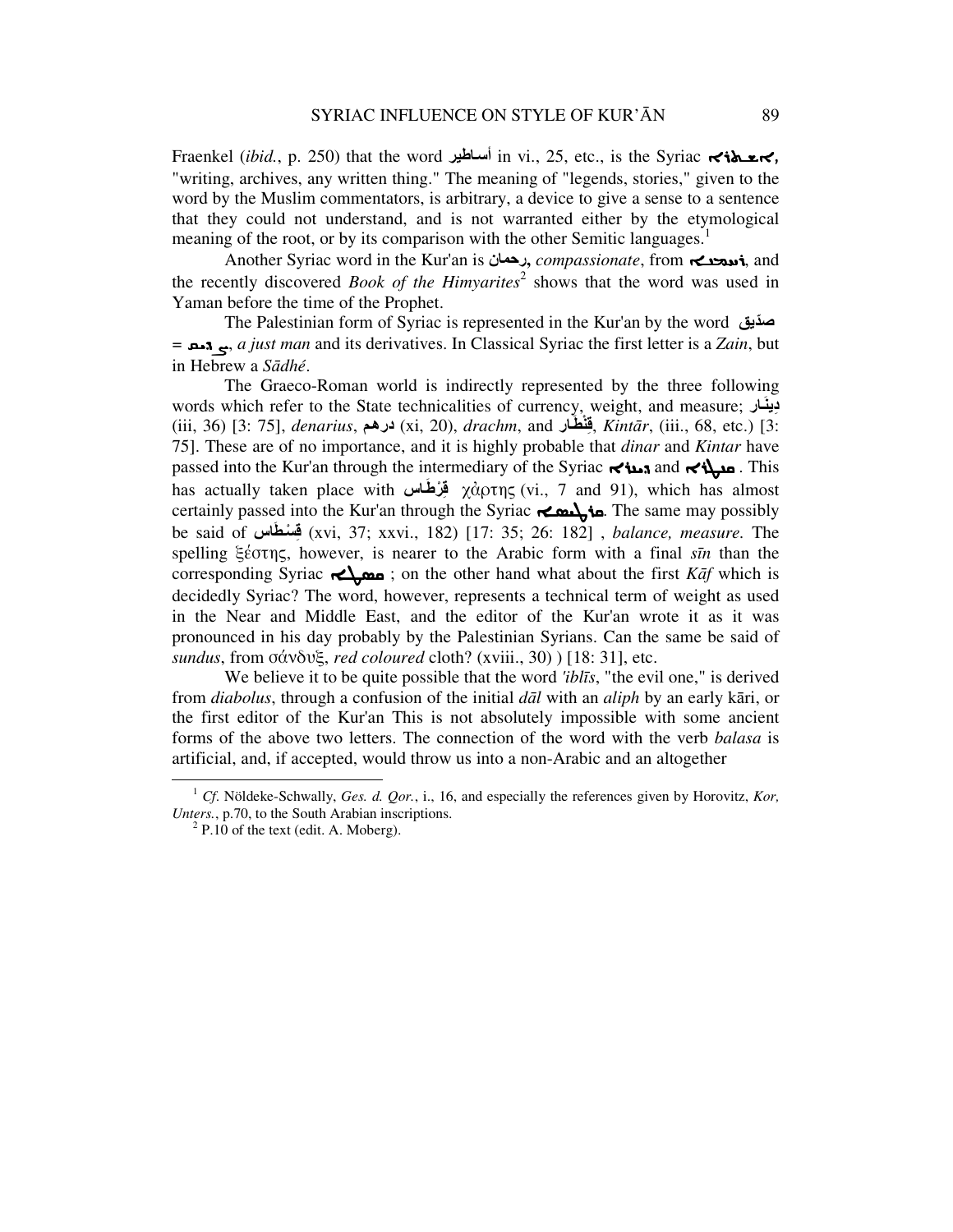Fraenkel (*ibid.*, p. 250) that the word أساطير in vi., 25, etc., is the Syriac ܐܣܛܪܐ, "writing, archives, any written thing." The meaning of "legends, stories," given to the word by the Muslim commentators, is arbitrary, a device to give a sense to a sentence that they could not understand, and is not warranted either by the etymological meaning of the root, or by its comparison with the other Semitic languages.[1]

Another Syriac word in the Kur'an is رحمان, *compassionate*, from ܪܚܡܢܐ, and the recently discovered *Book of the Himyarites*[2] shows that the word was used in Yaman before the time of the Prophet.

The Palestinian form of Syriac is represented in the Kur'an by the word صدّيق = ܨܕܝܩ, *a just man* and its derivatives. In Classical Syriac the first letter is a *Zain*, but in Hebrew a *Sādhé*.

The Graeco-Roman world is indirectly represented by the three following words which refer to the State technicalities of currency, weight, and measure; دِينَار (iii, 36) [3: 75], *denarius*, درهم (xi, 20), *drachm*, and قِنْطَار, *Kintār*, (iii., 68, etc.) [3: 75]. These are of no importance, and it is highly probable that *dinar* and *Kintar* have passed into the Kur'an through the intermediary of the Syriac ܕܝܢܪܐ and ܩܢܛܪܐ. This has actually taken place with قِرْطَاس χάρτης (vi., 7 and 91), which has almost certainly passed into the Kur'an through the Syriac ܩܪܛܝܣܐ. The same may possibly be said of قِسْطَاس (xvi, 37; xxvi., 182) [17: 35; 26: 182] , *balance, measure.* The spelling ξέστης, however, is nearer to the Arabic form with a final *sīn* than the corresponding Syriac ܩܣܛܐ ; on the other hand what about the first *Kāf* which is decidedly Syriac? The word, however, represents a technical term of weight as used in the Near and Middle East, and the editor of the Kur'an wrote it as it was pronounced in his day probably by the Palestinian Syrians. Can the same be said of *sundus*, from σάνδυξ, *red coloured* cloth? (xviii., 30) ) [18: 31], etc.

We believe it to be quite possible that the word *'iblīs*, "the evil one," is derived from *diabolus*, through a confusion of the initial *dāl* with an *aliph* by an early kāri, or the first editor of the Kur'an This is not absolutely impossible with some ancient forms of the above two letters. The connection of the word with the verb *balasa* is artificial, and, if accepted, would throw us into a non-Arabic and an altogether

---

[1] *Cf.* Nöldeke-Schwally, *Ges. d. Qor.*, i., 16, and especially the references given by Horovitz, *Kor, Unters.*, p.70, to the South Arabian inscriptions.

[2] P.10 of the text (edit. A. Moberg).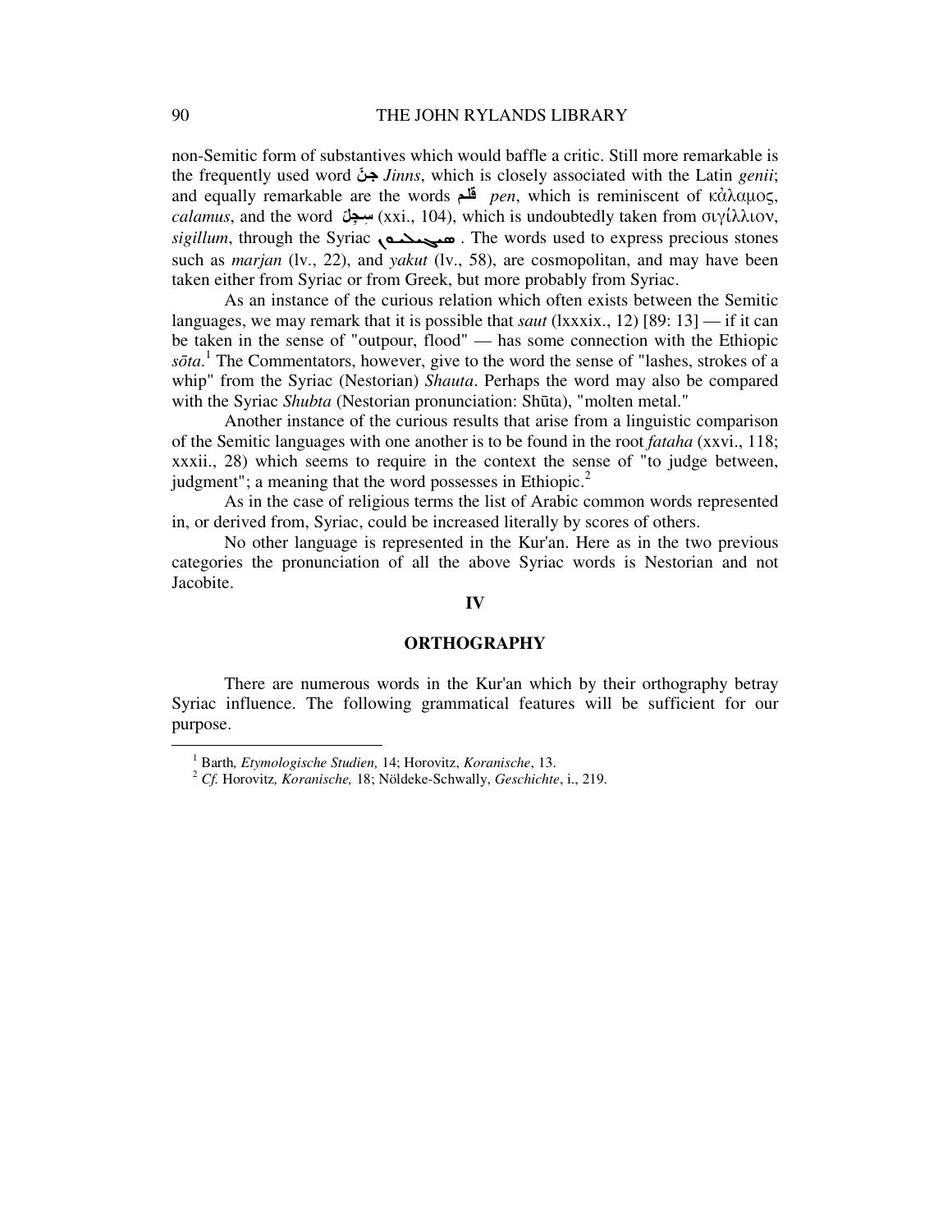non-Semitic form of substantives which would baffle a critic. Still more remarkable is the frequently used word **جنّ** *Jinns*, which is closely associated with the Latin *genii*; and equally remarkable are the words **قلم** *pen*, which is reminiscent of κάλαμος, *calamus*, and the word **سِجِلّ** (xxi., 104), which is undoubtedly taken from σιγίλλιον, *sigillum*, through the Syriac ܣܝܓܠܝܘܢ . The words used to express precious stones such as *marjan* (lv., 22), and *yakut* (lv., 58), are cosmopolitan, and may have been taken either from Syriac or from Greek, but more probably from Syriac.

As an instance of the curious relation which often exists between the Semitic languages, we may remark that it is possible that *saut* (lxxxix., 12) [89: 13] — if it can be taken in the sense of "outpour, flood" — has some connection with the Ethiopic *sōta*.[1] The Commentators, however, give to the word the sense of "lashes, strokes of a whip" from the Syriac (Nestorian) *Shauta*. Perhaps the word may also be compared with the Syriac *Shubta* (Nestorian pronunciation: Shūta), "molten metal."

Another instance of the curious results that arise from a linguistic comparison of the Semitic languages with one another is to be found in the root *fataha* (xxvi., 118; xxxii., 28) which seems to require in the context the sense of "to judge between, judgment"; a meaning that the word possesses in Ethiopic.[2]

As in the case of religious terms the list of Arabic common words represented in, or derived from, Syriac, could be increased literally by scores of others.

No other language is represented in the Kur'an. Here as in the two previous categories the pronunciation of all the above Syriac words is Nestorian and not Jacobite.

## IV

## ORTHOGRAPHY

There are numerous words in the Kur'an which by their orthography betray Syriac influence. The following grammatical features will be sufficient for our purpose.

---

[1] Barth, *Etymologische Studien,* 14; Horovitz, *Koranische*, 13.

[2] *Cf.* Horovitz*, Koranische,* 18; Nöldeke-Schwally, *Geschichte*, i., 219.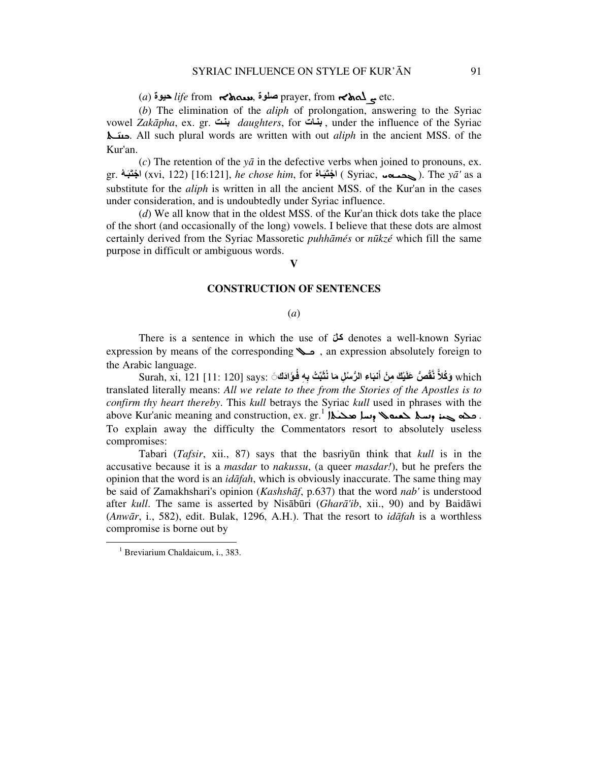(*a*) حيوة *life* from ܚܝܘܬܐ, صلوة prayer, from ܨܠܘܬܐ etc.

(*b*) The elimination of the *aliph* of prolongation, answering to the Syriac vowel *Zakāpha*, ex. gr. بنت *daughters*, for بنات, under the influence of the Syriac ܒܢ̈ܬܐ. All such plural words are written with out *aliph* in the ancient MSS. of the Kur'an.

(*c*) The retention of the *yā* in the defective verbs when joined to pronouns, ex. gr. اجْتَبَهُ (xvi, 122) [16:121], *he chose him*, for اجْتَبَاهُ ( Syriac, ܓܒܝܗܝ ). The *yā'* as a substitute for the *aliph* is written in all the ancient MSS. of the Kur'an in the cases under consideration, and is undoubtedly under Syriac influence.

(*d*) We all know that in the oldest MSS. of the Kur'an thick dots take the place of the short (and occasionally of the long) vowels. I believe that these dots are almost certainly derived from the Syriac Massoretic *puhhāmés* or *nūkzé* which fill the same purpose in difficult or ambiguous words.

## V

### CONSTRUCTION OF SENTENCES

(*a*)

There is a sentence in which the use of كلّ denotes a well-known Syriac expression by means of the corresponding ܟܠ , an expression absolutely foreign to the Arabic language.

Surah, xi, 121 [11: 120] says: وَكُلاًّ نَّقُصُّ عَلَيْكَ مِنْ أَنبَاءِ الرُّسُلِ مَا نُثَبِّتُ بِهِ فُؤَادَكَ which translated literally means: *All we relate to thee from the Stories of the Apostles is to confirm thy heart thereby*. This *kull* betrays the Syriac *kull* used in phrases with the above Kur'anic meaning and construction, ex. gr.[1] ܟܠܗ ܥܒܪ ܕܝܠܟ ܠܥܡܟ ܕܚܙܐ ܡܫܒܚܐ.

To explain away the difficulty the Commentators resort to absolutely useless compromises:

Tabari (*Tafsir*, xii., 87) says that the basriyūn think that *kull* is in the accusative because it is a *masdar* to *nakussu*, (a queer *masdar!*), but he prefers the opinion that the word is an *idāfah*, which is obviously inaccurate. The same thing may be said of Zamakhshari's opinion (*Kashshāf*, p.637) that the word *nab'* is understood after *kull*. The same is asserted by Nisābūri (*Gharā'ib*, xii., 90) and by Baidāwi (*Anwār*, i., 582), edit. Bulak, 1296, A.H.). That the resort to *idāfah* is a worthless compromise is borne out by

[1] Breviarium Chaldaicum, i., 383.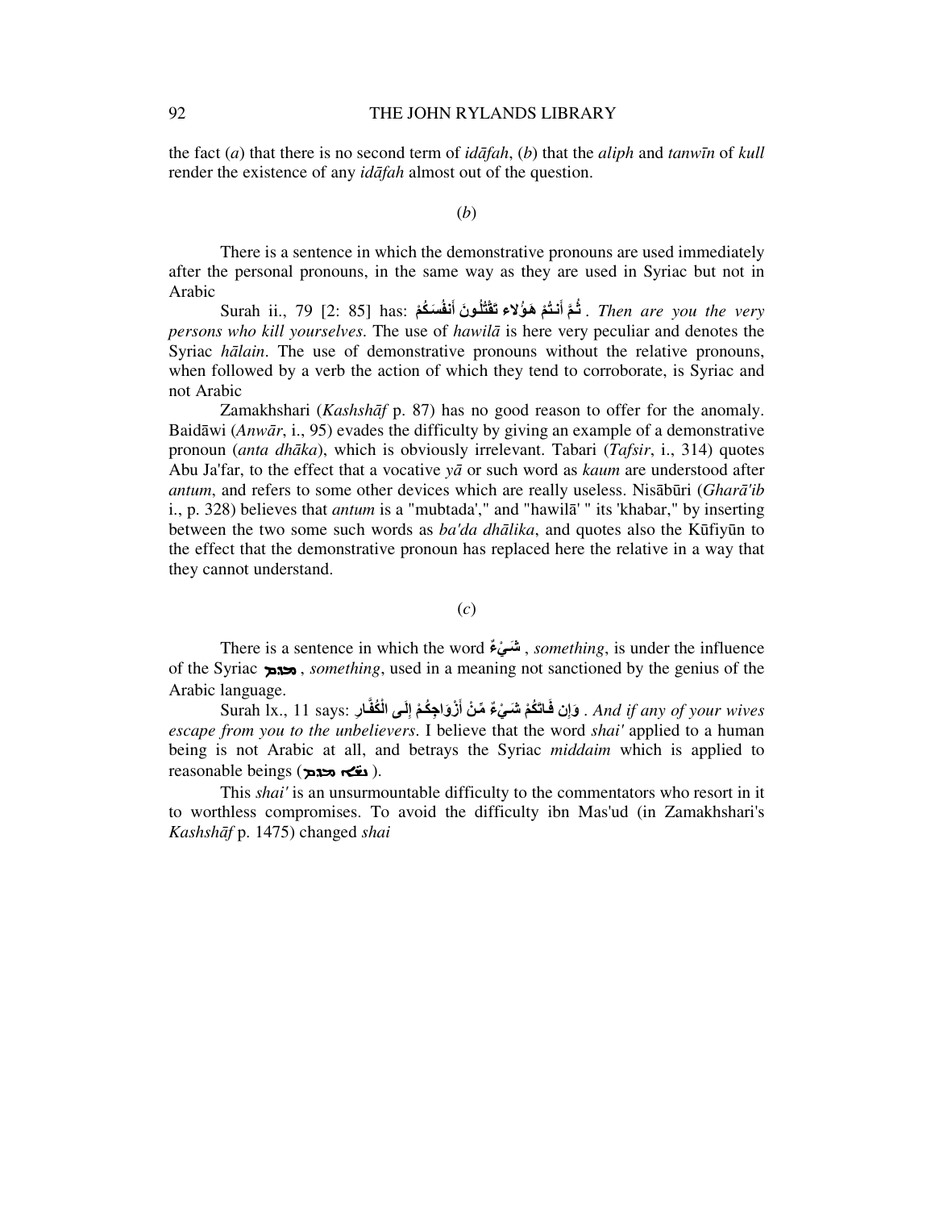the fact (*a*) that there is no second term of *idāfah*, (*b*) that the *aliph* and *tanwīn* of *kull* render the existence of any *idāfah* almost out of the question.

(*b*)

There is a sentence in which the demonstrative pronouns are used immediately after the personal pronouns, in the same way as they are used in Syriac but not in Arabic

Surah ii., 79 [2: 85] has: ثُمَّ أَنتُمْ هَؤُلاءِ تَقْتُلُونَ أَنفُسَكُمْ . *Then are you the very persons who kill yourselves*. The use of *hawilā* is here very peculiar and denotes the Syriac *hālain*. The use of demonstrative pronouns without the relative pronouns, when followed by a verb the action of which they tend to corroborate, is Syriac and not Arabic

Zamakhshari (*Kashshāf* p. 87) has no good reason to offer for the anomaly. Baidāwi (*Anwār*, i., 95) evades the difficulty by giving an example of a demonstrative pronoun (*anta dhāka*), which is obviously irrelevant. Tabari (*Tafsir*, i., 314) quotes Abu Ja'far, to the effect that a vocative *yā* or such word as *kaum* are understood after *antum*, and refers to some other devices which are really useless. Nisābūri (*Gharā'ib* i., p. 328) believes that *antum* is a "mubtada'," and "hawilā' " its 'khabar," by inserting between the two some such words as *ba'da dhālika*, and quotes also the Kūfiyūn to the effect that the demonstrative pronoun has replaced here the relative in a way that they cannot understand.

(*c*)

There is a sentence in which the word شَيْءٌ , *something*, is under the influence of the Syriac ܡܕܡ , *something*, used in a meaning not sanctioned by the genius of the Arabic language.

Surah lx., 11 says: وَإِن فَاتَكُمْ شَيْءٌ مِّنْ أَزْوَاجِكُمْ إِلَى الْكُفَّارِ . *And if any of your wives escape from you to the unbelievers*. I believe that the word *shai'* applied to a human being is not Arabic at all, and betrays the Syriac *middaim* which is applied to reasonable beings (ܡܕܡ ܐܢܫ).

This *shai'* is an unsurmountable difficulty to the commentators who resort in it to worthless compromises. To avoid the difficulty ibn Mas'ud (in Zamakhshari's *Kashshāf* p. 1475) changed *shai*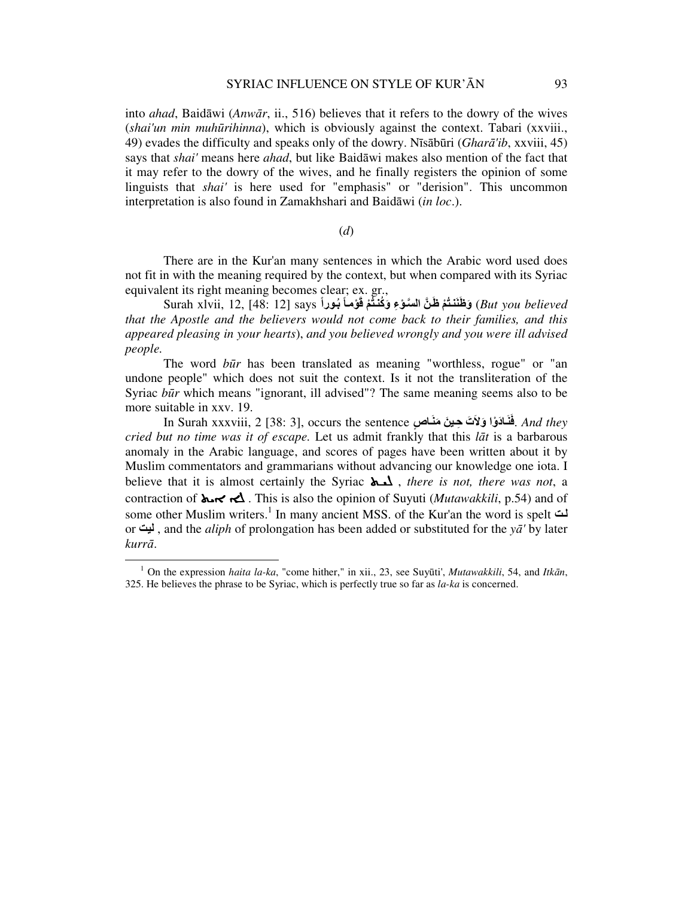into *ahad*, Baidāwi (*Anwār*, ii., 516) believes that it refers to the dowry of the wives (*shai'un min muhūrihinna*), which is obviously against the context. Tabari (xxviii., 49) evades the difficulty and speaks only of the dowry. Nīsābūri (*Gharā'ib*, xxviii, 45) says that *shai'* means here *ahad*, but like Baidāwi makes also mention of the fact that it may refer to the dowry of the wives, and he finally registers the opinion of some linguists that *shai'* is here used for "emphasis" or "derision". This uncommon interpretation is also found in Zamakhshari and Baidāwi (*in loc*.).

(*d*)

There are in the Kur'an many sentences in which the Arabic word used does not fit in with the meaning required by the context, but when compared with its Syriac equivalent its right meaning becomes clear; ex. gr.,

Surah xlvii, 12, [48: 12] says **وَظَنَنتُمْ ظَنَّ السَّوْءِ وَكُنتُمْ قَوْماً بُوراً** (*But you believed that the Apostle and the believers would not come back to their families, and this appeared pleasing in your hearts*), *and you believed wrongly and you were ill advised people.*

The word *būr* has been translated as meaning "worthless, rogue" or "an undone people" which does not suit the context. Is it not the transliteration of the Syriac *būr* which means "ignorant, ill advised"? The same meaning seems also to be more suitable in xxv. 19.

In Surah xxxviii, 2 [38: 3], occurs the sentence **فَنَادَوْا وَلاَتَ حِينَ مَنَاصٍ**. *And they cried but no time was it of escape.* Let us admit frankly that this *lāt* is a barbarous anomaly in the Arabic language, and scores of pages have been written about it by Muslim commentators and grammarians without advancing our knowledge one iota. I believe that it is almost certainly the Syriac ܠܝܬ , *there is not, there was not*, a contraction of ܠܐ ܐܝܬ . This is also the opinion of Suyuti (*Mutawakkili*, p.54) and of some other Muslim writers.[1] In many ancient MSS. of the Kur'an the word is spelt لت or ليت , and the *aliph* of prolongation has been added or substituted for the *yā'* by later *kurrā*.

---

[1] On the expression *haita la-ka*, "come hither," in xii., 23, see Suyūti', *Mutawakkili*, 54, and *Itkān*, 325. He believes the phrase to be Syriac, which is perfectly true so far as *la-ka* is concerned.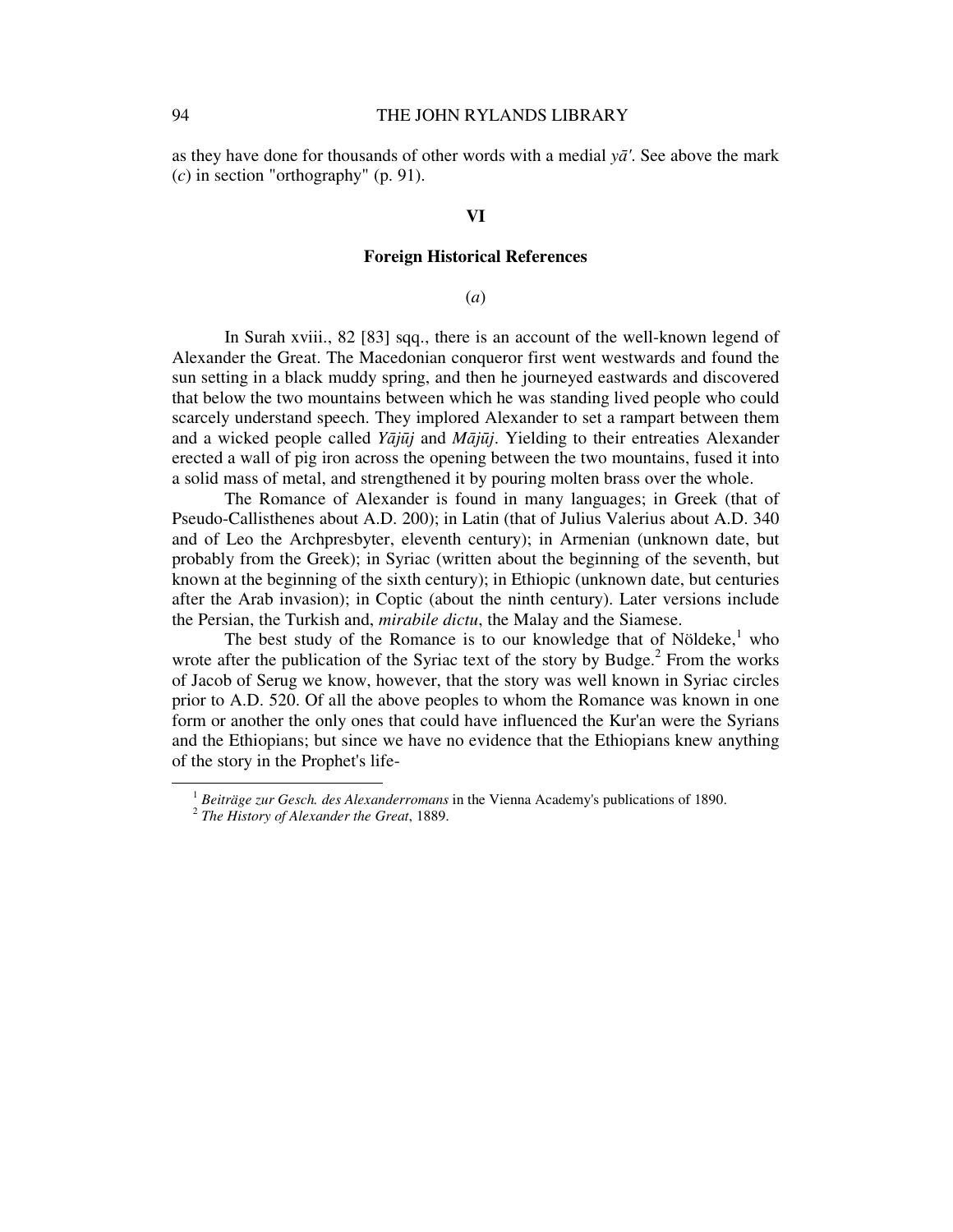as they have done for thousands of other words with a medial *yā'*. See above the mark (*c*) in section "orthography" (p. 91).

## VI

### Foreign Historical References

(*a*)

In Surah xviii., 82 [83] sqq., there is an account of the well-known legend of Alexander the Great. The Macedonian conqueror first went westwards and found the sun setting in a black muddy spring, and then he journeyed eastwards and discovered that below the two mountains between which he was standing lived people who could scarcely understand speech. They implored Alexander to set a rampart between them and a wicked people called *Yājūj* and *Mājūj*. Yielding to their entreaties Alexander erected a wall of pig iron across the opening between the two mountains, fused it into a solid mass of metal, and strengthened it by pouring molten brass over the whole.

The Romance of Alexander is found in many languages; in Greek (that of Pseudo-Callisthenes about A.D. 200); in Latin (that of Julius Valerius about A.D. 340 and of Leo the Archpresbyter, eleventh century); in Armenian (unknown date, but probably from the Greek); in Syriac (written about the beginning of the seventh, but known at the beginning of the sixth century); in Ethiopic (unknown date, but centuries after the Arab invasion); in Coptic (about the ninth century). Later versions include the Persian, the Turkish and, *mirabile dictu*, the Malay and the Siamese.

The best study of the Romance is to our knowledge that of Nöldeke,[1] who wrote after the publication of the Syriac text of the story by Budge.[2] From the works of Jacob of Serug we know, however, that the story was well known in Syriac circles prior to A.D. 520. Of all the above peoples to whom the Romance was known in one form or another the only ones that could have influenced the Kur'an were the Syrians and the Ethiopians; but since we have no evidence that the Ethiopians knew anything of the story in the Prophet's life-

---

[1] *Beiträge zur Gesch. des Alexanderromans* in the Vienna Academy's publications of 1890.

[2] *The History of Alexander the Great*, 1889.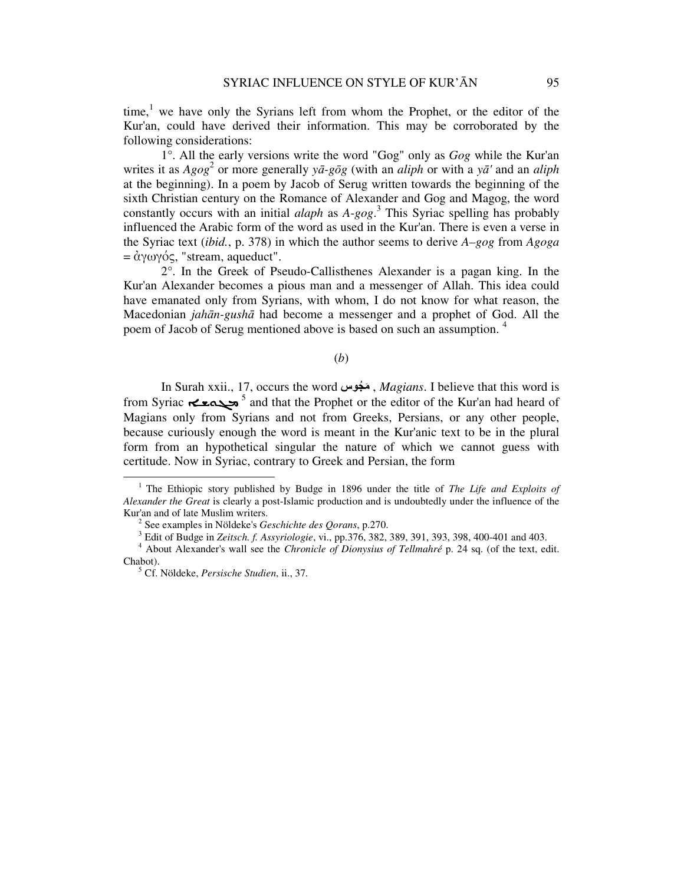time,[1] we have only the Syrians left from whom the Prophet, or the editor of the Kur'an, could have derived their information. This may be corroborated by the following considerations:

1°. All the early versions write the word "Gog" only as *Gog* while the Kur'an writes it as *Agog*[2] or more generally *yā-gōg* (with an *aliph* or with a *yā'* and an *aliph* at the beginning). In a poem by Jacob of Serug written towards the beginning of the sixth Christian century on the Romance of Alexander and Gog and Magog, the word constantly occurs with an initial *alaph* as *A-gog*.[3] This Syriac spelling has probably influenced the Arabic form of the word as used in the Kur'an. There is even a verse in the Syriac text (*ibid.*, p. 378) in which the author seems to derive *A–gog* from *Agoga* = ἀγωγός, "stream, aqueduct".

2°. In the Greek of Pseudo-Callisthenes Alexander is a pagan king. In the Kur'an Alexander becomes a pious man and a messenger of Allah. This idea could have emanated only from Syrians, with whom, I do not know for what reason, the Macedonian *jahān-gushā* had become a messenger and a prophet of God. All the poem of Jacob of Serug mentioned above is based on such an assumption. [4]

(*b*)

In Surah xxii., 17, occurs the word مَجُوس , *Magians*. I believe that this word is from Syriac ܡܓܘܫܐ [5] and that the Prophet or the editor of the Kur'an had heard of Magians only from Syrians and not from Greeks, Persians, or any other people, because curiously enough the word is meant in the Kur'anic text to be in the plural form from an hypothetical singular the nature of which we cannot guess with certitude. Now in Syriac, contrary to Greek and Persian, the form

---

[1] The Ethiopic story published by Budge in 1896 under the title of *The Life and Exploits of Alexander the Great* is clearly a post-Islamic production and is undoubtedly under the influence of the Kur'an and of late Muslim writers.

[2] See examples in Nöldeke's *Geschichte des Qorans*, p.270.

[3] Edit of Budge in *Zeitsch. f. Assyriologie*, vi., pp.376, 382, 389, 391, 393, 398, 400-401 and 403.

[4] About Alexander's wall see the *Chronicle of Dionysius of Tellmahré* p. 24 sq. (of the text, edit. Chabot).

[5] Cf. Nöldeke, *Persische Studien*, ii., 37.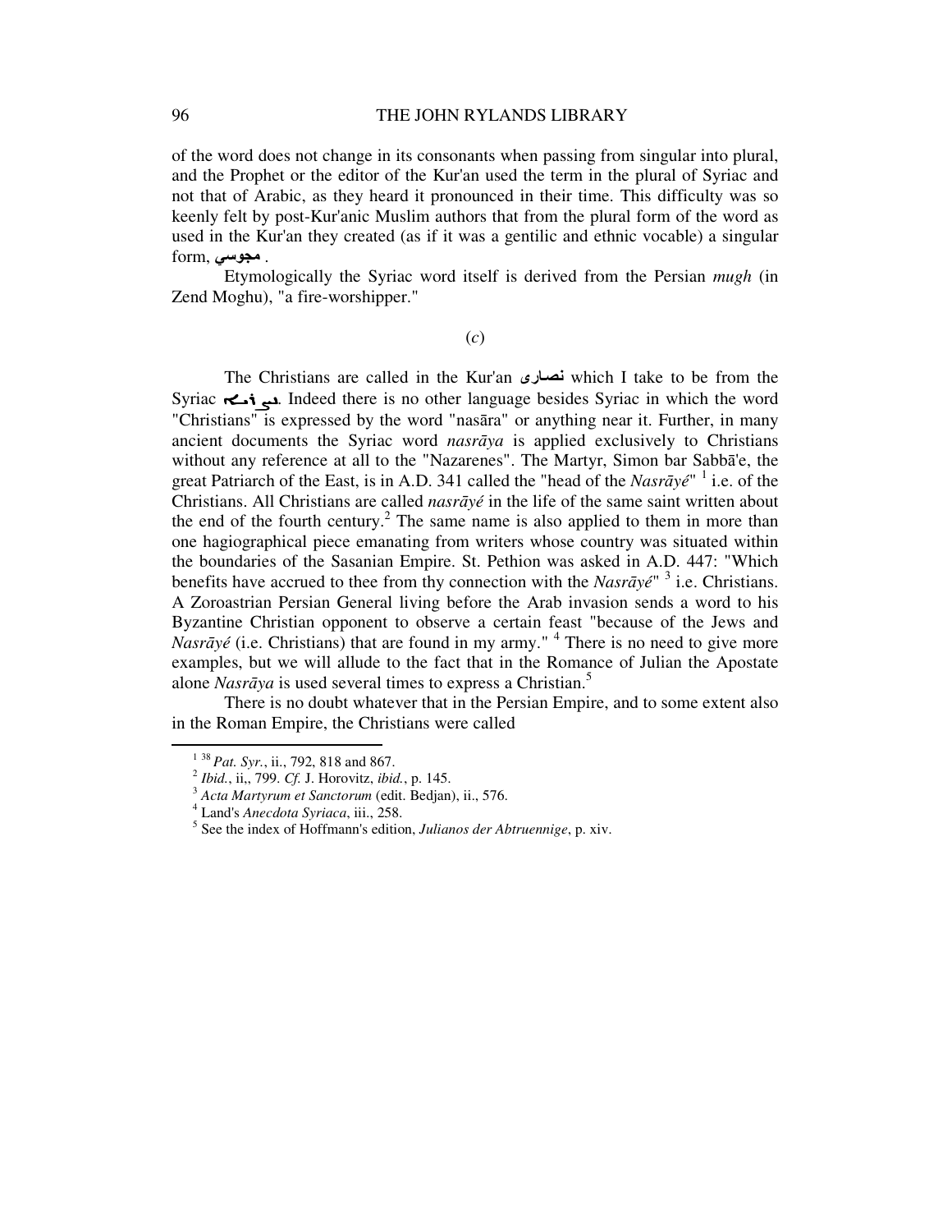of the word does not change in its consonants when passing from singular into plural, and the Prophet or the editor of the Kur'an used the term in the plural of Syriac and not that of Arabic, as they heard it pronounced in their time. This difficulty was so keenly felt by post-Kur'anic Muslim authors that from the plural form of the word as used in the Kur'an they created (as if it was a gentilic and ethnic vocable) a singular form, مجوسي .

Etymologically the Syriac word itself is derived from the Persian *mugh* (in Zend Moghu), "a fire-worshipper."

(*c*)

The Christians are called in the Kur'an نصارى which I take to be from the Syriac ܢܨܪܝܐ. Indeed there is no other language besides Syriac in which the word "Christians" is expressed by the word "nasāra" or anything near it. Further, in many ancient documents the Syriac word *nasrāya* is applied exclusively to Christians without any reference at all to the "Nazarenes". The Martyr, Simon bar Sabbā'e, the great Patriarch of the East, is in A.D. 341 called the "head of the *Nasrāyé*" [1] i.e. of the Christians. All Christians are called *nasrāyé* in the life of the same saint written about the end of the fourth century.[2] The same name is also applied to them in more than one hagiographical piece emanating from writers whose country was situated within the boundaries of the Sasanian Empire. St. Pethion was asked in A.D. 447: "Which benefits have accrued to thee from thy connection with the *Nasrāyé*" [3] i.e. Christians. A Zoroastrian Persian General living before the Arab invasion sends a word to his Byzantine Christian opponent to observe a certain feast "because of the Jews and *Nasrāyé* (i.e. Christians) that are found in my army." [4] There is no need to give more examples, but we will allude to the fact that in the Romance of Julian the Apostate alone *Nasrāya* is used several times to express a Christian.[5]

There is no doubt whatever that in the Persian Empire, and to some extent also in the Roman Empire, the Christians were called

---

[1] [38] *Pat. Syr.*, ii., 792, 818 and 867.

[2] *Ibid.*, ii,, 799. *Cf.* J. Horovitz, *ibid.*, p. 145.

[3] *Acta Martyrum et Sanctorum* (edit. Bedjan), ii., 576.

[4] Land's *Anecdota Syriaca*, iii., 258.

[5] See the index of Hoffmann's edition, *Julianos der Abtruennige*, p. xiv.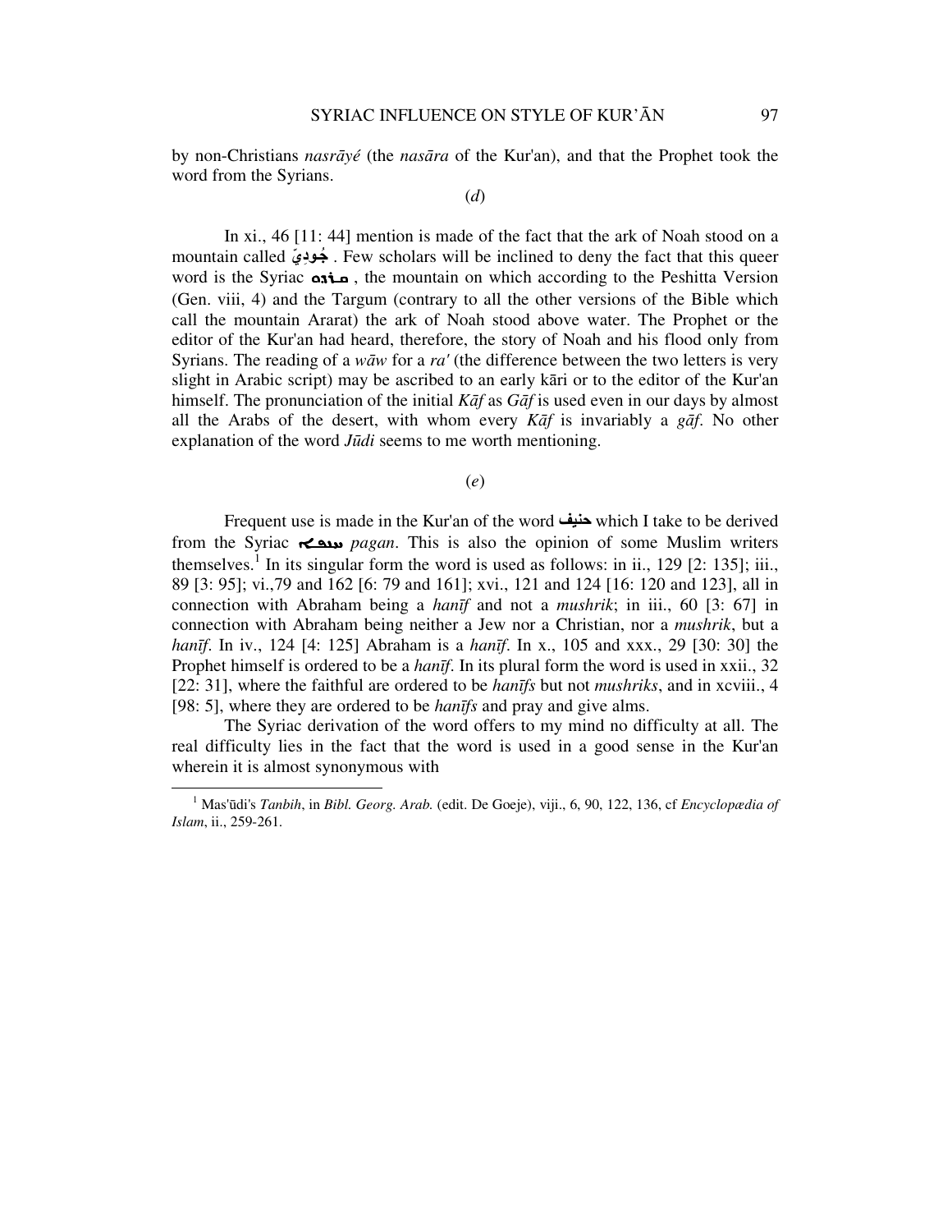by non-Christians *nasrāyé* (the *nasāra* of the Kur'an), and that the Prophet took the word from the Syrians.

(*d*)

In xi., 46 [11: 44] mention is made of the fact that the ark of Noah stood on a mountain called جُودِيَّ . Few scholars will be inclined to deny the fact that this queer word is the Syriac ܩܪܕܘ , the mountain on which according to the Peshitta Version (Gen. viii, 4) and the Targum (contrary to all the other versions of the Bible which call the mountain Ararat) the ark of Noah stood above water. The Prophet or the editor of the Kur'an had heard, therefore, the story of Noah and his flood only from Syrians. The reading of a *wāw* for a *ra'* (the difference between the two letters is very slight in Arabic script) may be ascribed to an early kāri or to the editor of the Kur'an himself. The pronunciation of the initial *Kāf* as *Gāf* is used even in our days by almost all the Arabs of the desert, with whom every *Kāf* is invariably a *gāf*. No other explanation of the word *Jūdi* seems to me worth mentioning.

(*e*)

Frequent use is made in the Kur'an of the word حنيف which I take to be derived from the Syriac ܚܢܦܐ *pagan*. This is also the opinion of some Muslim writers themselves.[1] In its singular form the word is used as follows: in ii., 129 [2: 135]; iii., 89 [3: 95]; vi.,79 and 162 [6: 79 and 161]; xvi., 121 and 124 [16: 120 and 123], all in connection with Abraham being a *hanīf* and not a *mushrik*; in iii., 60 [3: 67] in connection with Abraham being neither a Jew nor a Christian, nor a *mushrik*, but a *hanīf*. In iv., 124 [4: 125] Abraham is a *hanīf*. In x., 105 and xxx., 29 [30: 30] the Prophet himself is ordered to be a *hanīf*. In its plural form the word is used in xxii., 32 [22: 31], where the faithful are ordered to be *hanīfs* but not *mushriks*, and in xcviii., 4 [98: 5], where they are ordered to be *hanīfs* and pray and give alms.

The Syriac derivation of the word offers to my mind no difficulty at all. The real difficulty lies in the fact that the word is used in a good sense in the Kur'an wherein it is almost synonymous with

---

[1] Mas'ūdi's *Tanbih*, in *Bibl. Georg. Arab.* (edit. De Goeje), viji., 6, 90, 122, 136, cf *Encyclopædia of Islam*, ii., 259-261.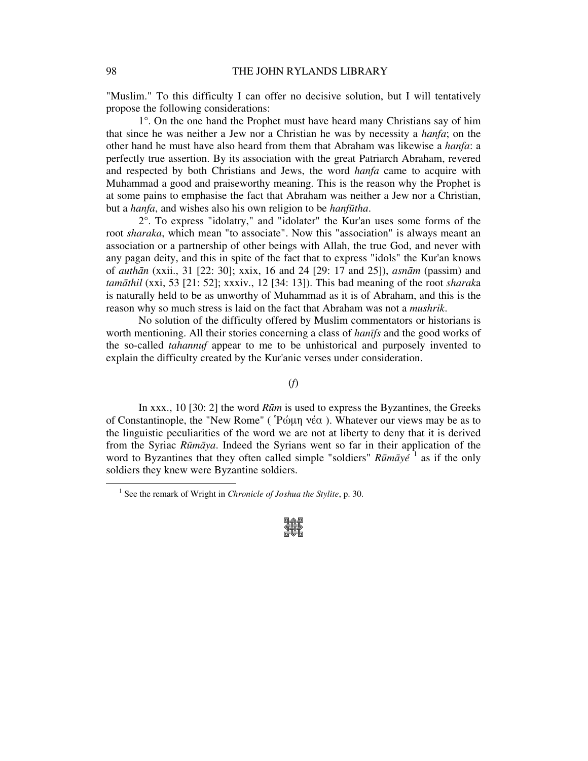"Muslim." To this difficulty I can offer no decisive solution, but I will tentatively propose the following considerations:

1°. On the one hand the Prophet must have heard many Christians say of him that since he was neither a Jew nor a Christian he was by necessity a *hanfa*; on the other hand he must have also heard from them that Abraham was likewise a *hanfa*: a perfectly true assertion. By its association with the great Patriarch Abraham, revered and respected by both Christians and Jews, the word *hanfa* came to acquire with Muhammad a good and praiseworthy meaning. This is the reason why the Prophet is at some pains to emphasise the fact that Abraham was neither a Jew nor a Christian, but a *hanfa*, and wishes also his own religion to be *hanfūtha*.

2°. To express "idolatry," and "idolater" the Kur'an uses some forms of the root *sharaka*, which mean "to associate". Now this "association" is always meant an association or a partnership of other beings with Allah, the true God, and never with any pagan deity, and this in spite of the fact that to express "idols" the Kur'an knows of *authān* (xxii., 31 [22: 30]; xxix, 16 and 24 [29: 17 and 25]), *asnām* (passim) and *tamāthil* (xxi, 53 [21: 52]; xxxiv., 12 [34: 13]). This bad meaning of the root *sharak*a is naturally held to be as unworthy of Muhammad as it is of Abraham, and this is the reason why so much stress is laid on the fact that Abraham was not a *mushrik*.

No solution of the difficulty offered by Muslim commentators or historians is worth mentioning. All their stories concerning a class of *hanīfs* and the good works of the so-called *tahannuf* appear to me to be unhistorical and purposely invented to explain the difficulty created by the Kur'anic verses under consideration.

(*f*)

In xxx., 10 [30: 2] the word *Rūm* is used to express the Byzantines, the Greeks of Constantinople, the "New Rome" ( Ῥώμη νέα ). Whatever our views may be as to the linguistic peculiarities of the word we are not at liberty to deny that it is derived from the Syriac *Rūmāya*. Indeed the Syrians went so far in their application of the word to Byzantines that they often called simple "soldiers" *Rūmāyé* [1] as if the only soldiers they knew were Byzantine soldiers.

[1] See the remark of Wright in *Chronicle of Joshua the Stylite*, p. 30.